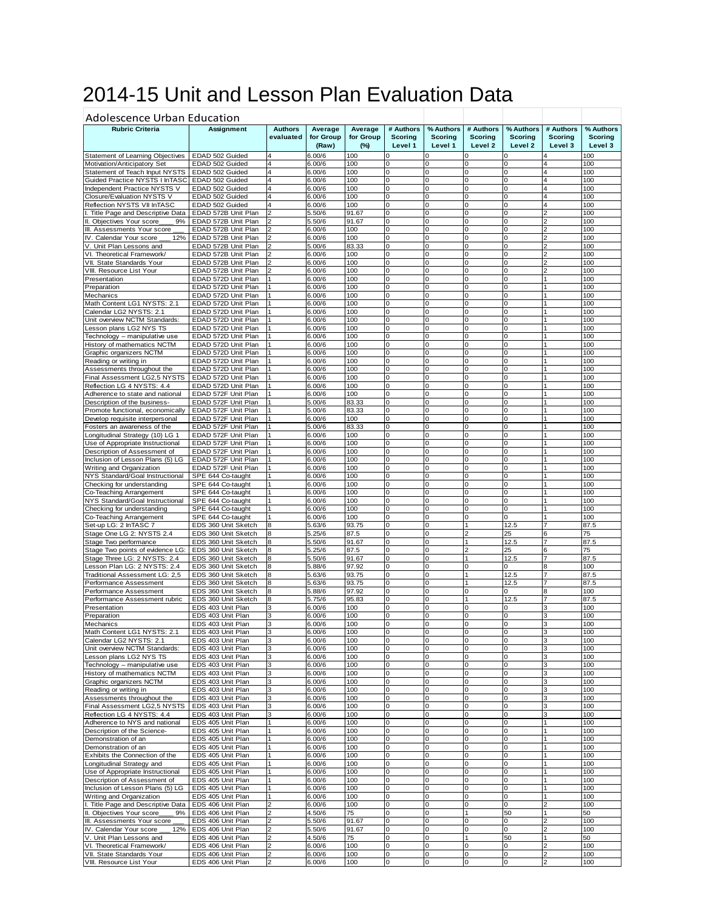# 2014-15 Unit and Lesson Plan Evaluation Data

## Adolescence Urban Education

| Rubric Criteria | Assignment | Authors evaluated | Average for Group (Raw) | Average for Group (%) | # Authors Scoring Level 1 | % Authors Scoring Level 1 | # Authors Scoring Level 2 | % Authors Scoring Level 2 | # Authors Scoring Level 3 | % Authors Scoring Level 3 |
|---|---|---|---|---|---|---|---|---|---|---|
| Statement of Learning Objectives | EDAD 502 Guided | 4 | 6.00/6 | 100 | 0 | 0 | 0 | 0 | 4 | 100 |
| Motivation/Anticipatory Set | EDAD 502 Guided | 4 | 6.00/6 | 100 | 0 | 0 | 0 | 0 | 4 | 100 |
| Statement of Teach Input NYSTS | EDAD 502 Guided | 4 | 6.00/6 | 100 | 0 | 0 | 0 | 0 | 4 | 100 |
| Guided Practice NYSTS I InTASC | EDAD 502 Guided | 4 | 6.00/6 | 100 | 0 | 0 | 0 | 0 | 4 | 100 |
| Independent Practice NYSTS V | EDAD 502 Guided | 4 | 6.00/6 | 100 | 0 | 0 | 0 | 0 | 4 | 100 |
| Closure/Evaluation NYSTS V | EDAD 502 Guided | 4 | 6.00/6 | 100 | 0 | 0 | 0 | 0 | 4 | 100 |
| Reflection NYSTS VII InTASC | EDAD 502 Guided | 4 | 6.00/6 | 100 | 0 | 0 | 0 | 0 | 4 | 100 |
| I. Title Page and Descriptive Data | EDAD 572B Unit Plan | 2 | 5.50/6 | 91.67 | 0 | 0 | 0 | 0 | 2 | 100 |
| II. Objectives Your score____ 9% | EDAD 572B Unit Plan | 2 | 5.50/6 | 91.67 | 0 | 0 | 0 | 0 | 2 | 100 |
| III. Assessments Your score ___ | EDAD 572B Unit Plan | 2 | 6.00/6 | 100 | 0 | 0 | 0 | 0 | 2 | 100 |
| IV. Calendar Your score ___ 12% | EDAD 572B Unit Plan | 2 | 6.00/6 | 100 | 0 | 0 | 0 | 0 | 2 | 100 |
| V. Unit Plan Lessons and | EDAD 572B Unit Plan | 2 | 5.00/6 | 83.33 | 0 | 0 | 0 | 0 | 2 | 100 |
| VI. Theoretical Framework/ | EDAD 572B Unit Plan | 2 | 6.00/6 | 100 | 0 | 0 | 0 | 0 | 2 | 100 |
| VII. State Standards Your | EDAD 572B Unit Plan | 2 | 6.00/6 | 100 | 0 | 0 | 0 | 0 | 2 | 100 |
| VIII. Resource List Your | EDAD 572B Unit Plan | 2 | 6.00/6 | 100 | 0 | 0 | 0 | 0 | 2 | 100 |
| Presentation | EDAD 572D Unit Plan | 1 | 6.00/6 | 100 | 0 | 0 | 0 | 0 | 1 | 100 |
| Preparation | EDAD 572D Unit Plan | 1 | 6.00/6 | 100 | 0 | 0 | 0 | 0 | 1 | 100 |
| Mechanics | EDAD 572D Unit Plan | 1 | 6.00/6 | 100 | 0 | 0 | 0 | 0 | 1 | 100 |
| Math Content LG1 NYSTS: 2.1 | EDAD 572D Unit Plan | 1 | 6.00/6 | 100 | 0 | 0 | 0 | 0 | 1 | 100 |
| Calendar LG2 NYSTS: 2.1 | EDAD 572D Unit Plan | 1 | 6.00/6 | 100 | 0 | 0 | 0 | 0 | 1 | 100 |
| Unit overview NCTM Standards: | EDAD 572D Unit Plan | 1 | 6.00/6 | 100 | 0 | 0 | 0 | 0 | 1 | 100 |
| Lesson plans LG2 NYS TS | EDAD 572D Unit Plan | 1 | 6.00/6 | 100 | 0 | 0 | 0 | 0 | 1 | 100 |
| Technology – manipulative use | EDAD 572D Unit Plan | 1 | 6.00/6 | 100 | 0 | 0 | 0 | 0 | 1 | 100 |
| History of mathematics NCTM | EDAD 572D Unit Plan | 1 | 6.00/6 | 100 | 0 | 0 | 0 | 0 | 1 | 100 |
| Graphic organizers NCTM | EDAD 572D Unit Plan | 1 | 6.00/6 | 100 | 0 | 0 | 0 | 0 | 1 | 100 |
| Reading or writing in | EDAD 572D Unit Plan | 1 | 6.00/6 | 100 | 0 | 0 | 0 | 0 | 1 | 100 |
| Assessments throughout the | EDAD 572D Unit Plan | 1 | 6.00/6 | 100 | 0 | 0 | 0 | 0 | 1 | 100 |
| Final Assessment LG2,5 NYSTS | EDAD 572D Unit Plan | 1 | 6.00/6 | 100 | 0 | 0 | 0 | 0 | 1 | 100 |
| Reflection LG 4 NYSTS: 4.4 | EDAD 572D Unit Plan | 1 | 6.00/6 | 100 | 0 | 0 | 0 | 0 | 1 | 100 |
| Adherence to state and national | EDAD 572F Unit Plan | 1 | 6.00/6 | 100 | 0 | 0 | 0 | 0 | 1 | 100 |
| Description of the business- | EDAD 572F Unit Plan | 1 | 5.00/6 | 83.33 | 0 | 0 | 0 | 0 | 1 | 100 |
| Promote functional, economically | EDAD 572F Unit Plan | 1 | 5.00/6 | 83.33 | 0 | 0 | 0 | 0 | 1 | 100 |
| Develop requisite interpersonal | EDAD 572F Unit Plan | 1 | 6.00/6 | 100 | 0 | 0 | 0 | 0 | 1 | 100 |
| Fosters an awareness of the | EDAD 572F Unit Plan | 1 | 5.00/6 | 83.33 | 0 | 0 | 0 | 0 | 1 | 100 |
| Longitudinal Strategy (10) LG 1 | EDAD 572F Unit Plan | 1 | 6.00/6 | 100 | 0 | 0 | 0 | 0 | 1 | 100 |
| Use of Appropriate Instructional | EDAD 572F Unit Plan | 1 | 6.00/6 | 100 | 0 | 0 | 0 | 0 | 1 | 100 |
| Description of Assessment of | EDAD 572F Unit Plan | 1 | 6.00/6 | 100 | 0 | 0 | 0 | 0 | 1 | 100 |
| Inclusion of Lesson Plans (5) LG | EDAD 572F Unit Plan | 1 | 6.00/6 | 100 | 0 | 0 | 0 | 0 | 1 | 100 |
| Writing and Organization | EDAD 572F Unit Plan | 1 | 6.00/6 | 100 | 0 | 0 | 0 | 0 | 1 | 100 |
| NYS Standard/Goal Instructional | SPE 644 Co-taught | 1 | 6.00/6 | 100 | 0 | 0 | 0 | 0 | 1 | 100 |
| Checking for understanding | SPE 644 Co-taught | 1 | 6.00/6 | 100 | 0 | 0 | 0 | 0 | 1 | 100 |
| Co-Teaching Arrangement | SPE 644 Co-taught | 1 | 6.00/6 | 100 | 0 | 0 | 0 | 0 | 1 | 100 |
| NYS Standard/Goal Instructional | SPE 644 Co-taught | 1 | 6.00/6 | 100 | 0 | 0 | 0 | 0 | 1 | 100 |
| Checking for understanding | SPE 644 Co-taught | 1 | 6.00/6 | 100 | 0 | 0 | 0 | 0 | 1 | 100 |
| Co-Teaching Arrangement | SPE 644 Co-taught | 1 | 6.00/6 | 100 | 0 | 0 | 0 | 0 | 1 | 100 |
| Set-up LG: 2 InTASC 7 | EDS 360 Unit Sketch | 8 | 5.63/6 | 93.75 | 0 | 0 | 1 | 12.5 | 7 | 87.5 |
| Stage One LG 2: NYSTS 2.4 | EDS 360 Unit Sketch | 8 | 5.25/6 | 87.5 | 0 | 0 | 2 | 25 | 6 | 75 |
| Stage Two performance | EDS 360 Unit Sketch | 8 | 5.50/6 | 91.67 | 0 | 0 | 1 | 12.5 | 7 | 87.5 |
| Stage Two points of evidence LG: | EDS 360 Unit Sketch | 8 | 5.25/6 | 87.5 | 0 | 0 | 2 | 25 | 6 | 75 |
| Stage Three LG: 2 NYSTS: 2.4 | EDS 360 Unit Sketch | 8 | 5.50/6 | 91.67 | 0 | 0 | 1 | 12.5 | 7 | 87.5 |
| Lesson Plan LG: 2 NYSTS: 2.4 | EDS 360 Unit Sketch | 8 | 5.88/6 | 97.92 | 0 | 0 | 0 | 0 | 8 | 100 |
| Traditional Assessment LG: 2,5 | EDS 360 Unit Sketch | 8 | 5.63/6 | 93.75 | 0 | 0 | 1 | 12.5 | 7 | 87.5 |
| Performance Assessment | EDS 360 Unit Sketch | 8 | 5.63/6 | 93.75 | 0 | 0 | 1 | 12.5 | 7 | 87.5 |
| Performance Assessment | EDS 360 Unit Sketch | 8 | 5.88/6 | 97.92 | 0 | 0 | 0 | 0 | 8 | 100 |
| Performance Assessment rubric | EDS 360 Unit Sketch | 8 | 5.75/6 | 95.83 | 0 | 0 | 1 | 12.5 | 7 | 87.5 |
| Presentation | EDS 403 Unit Plan | 3 | 6.00/6 | 100 | 0 | 0 | 0 | 0 | 3 | 100 |
| Preparation | EDS 403 Unit Plan | 3 | 6.00/6 | 100 | 0 | 0 | 0 | 0 | 3 | 100 |
| Mechanics | EDS 403 Unit Plan | 3 | 6.00/6 | 100 | 0 | 0 | 0 | 0 | 3 | 100 |
| Math Content LG1 NYSTS: 2.1 | EDS 403 Unit Plan | 3 | 6.00/6 | 100 | 0 | 0 | 0 | 0 | 3 | 100 |
| Calendar LG2 NYSTS: 2.1 | EDS 403 Unit Plan | 3 | 6.00/6 | 100 | 0 | 0 | 0 | 0 | 3 | 100 |
| Unit overview NCTM Standards: | EDS 403 Unit Plan | 3 | 6.00/6 | 100 | 0 | 0 | 0 | 0 | 3 | 100 |
| Lesson plans LG2 NYS TS | EDS 403 Unit Plan | 3 | 6.00/6 | 100 | 0 | 0 | 0 | 0 | 3 | 100 |
| Technology – manipulative use | EDS 403 Unit Plan | 3 | 6.00/6 | 100 | 0 | 0 | 0 | 0 | 3 | 100 |
| History of mathematics NCTM | EDS 403 Unit Plan | 3 | 6.00/6 | 100 | 0 | 0 | 0 | 0 | 3 | 100 |
| Graphic organizers NCTM | EDS 403 Unit Plan | 3 | 6.00/6 | 100 | 0 | 0 | 0 | 0 | 3 | 100 |
| Reading or writing in | EDS 403 Unit Plan | 3 | 6.00/6 | 100 | 0 | 0 | 0 | 0 | 3 | 100 |
| Assessments throughout the | EDS 403 Unit Plan | 3 | 6.00/6 | 100 | 0 | 0 | 0 | 0 | 3 | 100 |
| Final Assessment LG2,5 NYSTS | EDS 403 Unit Plan | 3 | 6.00/6 | 100 | 0 | 0 | 0 | 0 | 3 | 100 |
| Reflection LG 4 NYSTS: 4.4 | EDS 403 Unit Plan | 3 | 6.00/6 | 100 | 0 | 0 | 0 | 0 | 3 | 100 |
| Adherence to NYS and national | EDS 405 Unit Plan | 1 | 6.00/6 | 100 | 0 | 0 | 0 | 0 | 1 | 100 |
| Description of the Science- | EDS 405 Unit Plan | 1 | 6.00/6 | 100 | 0 | 0 | 0 | 0 | 1 | 100 |
| Demonstration of an | EDS 405 Unit Plan | 1 | 6.00/6 | 100 | 0 | 0 | 0 | 0 | 1 | 100 |
| Demonstration of an | EDS 405 Unit Plan | 1 | 6.00/6 | 100 | 0 | 0 | 0 | 0 | 1 | 100 |
| Exhibits the Connection of the | EDS 405 Unit Plan | 1 | 6.00/6 | 100 | 0 | 0 | 0 | 0 | 1 | 100 |
| Longitudinal Strategy and | EDS 405 Unit Plan | 1 | 6.00/6 | 100 | 0 | 0 | 0 | 0 | 1 | 100 |
| Use of Appropriate Instructional | EDS 405 Unit Plan | 1 | 6.00/6 | 100 | 0 | 0 | 0 | 0 | 1 | 100 |
| Description of Assessment of | EDS 405 Unit Plan | 1 | 6.00/6 | 100 | 0 | 0 | 0 | 0 | 1 | 100 |
| Inclusion of Lesson Plans (5) LG | EDS 405 Unit Plan | 1 | 6.00/6 | 100 | 0 | 0 | 0 | 0 | 1 | 100 |
| Writing and Organization | EDS 405 Unit Plan | 1 | 6.00/6 | 100 | 0 | 0 | 0 | 0 | 1 | 100 |
| I. Title Page and Descriptive Data | EDS 406 Unit Plan | 2 | 6.00/6 | 100 | 0 | 0 | 0 | 0 | 2 | 100 |
| II. Objectives Your score____ 9% | EDS 406 Unit Plan | 2 | 4.50/6 | 75 | 0 | 0 | 1 | 50 | 1 | 50 |
| III. Assessments Your score ___ | EDS 406 Unit Plan | 2 | 5.50/6 | 91.67 | 0 | 0 | 0 | 0 | 2 | 100 |
| IV. Calendar Your score ___ 12% | EDS 406 Unit Plan | 2 | 5.50/6 | 91.67 | 0 | 0 | 0 | 0 | 2 | 100 |
| V. Unit Plan Lessons and | EDS 406 Unit Plan | 2 | 4.50/6 | 75 | 0 | 0 | 1 | 50 | 1 | 50 |
| VI. Theoretical Framework/ | EDS 406 Unit Plan | 2 | 6.00/6 | 100 | 0 | 0 | 0 | 0 | 2 | 100 |
| VII. State Standards Your | EDS 406 Unit Plan | 2 | 6.00/6 | 100 | 0 | 0 | 0 | 0 | 2 | 100 |
| VIII. Resource List Your | EDS 406 Unit Plan | 2 | 6.00/6 | 100 | 0 | 0 | 0 | 0 | 2 | 100 |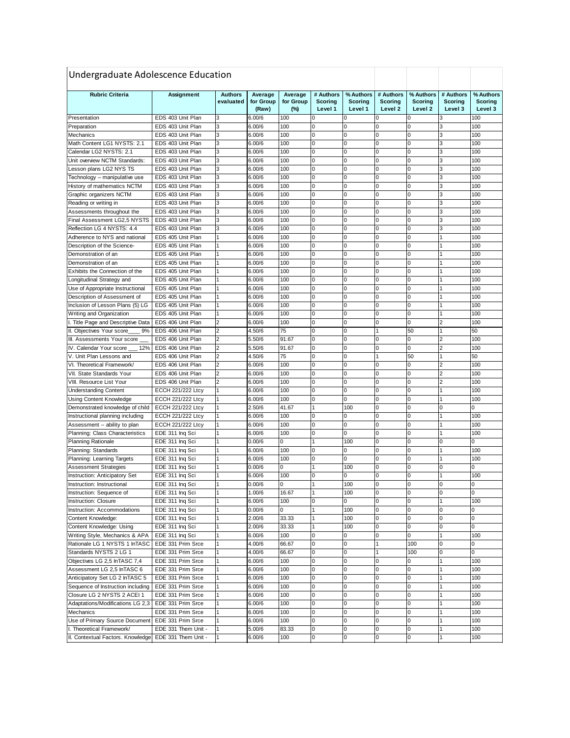# Undergraduate Adolescence Education

| Rubric Criteria | Assignment | Authors evaluated | Average for Group (Raw) | Average for Group (%) | # Authors Scoring Level 1 | % Authors Scoring Level 1 | # Authors Scoring Level 2 | % Authors Scoring Level 2 | # Authors Scoring Level 3 | % Authors Scoring Level 3 |
|---|---|---|---|---|---|---|---|---|---|---|
| Presentation | EDS 403 Unit Plan | 3 | 6.00/6 | 100 | 0 | 0 | 0 | 0 | 3 | 100 |
| Preparation | EDS 403 Unit Plan | 3 | 6.00/6 | 100 | 0 | 0 | 0 | 0 | 3 | 100 |
| Mechanics | EDS 403 Unit Plan | 3 | 6.00/6 | 100 | 0 | 0 | 0 | 0 | 3 | 100 |
| Math Content LG1 NYSTS: 2.1 | EDS 403 Unit Plan | 3 | 6.00/6 | 100 | 0 | 0 | 0 | 0 | 3 | 100 |
| Calendar LG2 NYSTS: 2.1 | EDS 403 Unit Plan | 3 | 6.00/6 | 100 | 0 | 0 | 0 | 0 | 3 | 100 |
| Unit overview NCTM Standards: | EDS 403 Unit Plan | 3 | 6.00/6 | 100 | 0 | 0 | 0 | 0 | 3 | 100 |
| Lesson plans LG2 NYS TS | EDS 403 Unit Plan | 3 | 6.00/6 | 100 | 0 | 0 | 0 | 0 | 3 | 100 |
| Technology – manipulative use | EDS 403 Unit Plan | 3 | 6.00/6 | 100 | 0 | 0 | 0 | 0 | 3 | 100 |
| History of mathematics NCTM | EDS 403 Unit Plan | 3 | 6.00/6 | 100 | 0 | 0 | 0 | 0 | 3 | 100 |
| Graphic organizers NCTM | EDS 403 Unit Plan | 3 | 6.00/6 | 100 | 0 | 0 | 0 | 0 | 3 | 100 |
| Reading or writing in | EDS 403 Unit Plan | 3 | 6.00/6 | 100 | 0 | 0 | 0 | 0 | 3 | 100 |
| Assessments throughout the | EDS 403 Unit Plan | 3 | 6.00/6 | 100 | 0 | 0 | 0 | 0 | 3 | 100 |
| Final Assessment LG2,5 NYSTS | EDS 403 Unit Plan | 3 | 6.00/6 | 100 | 0 | 0 | 0 | 0 | 3 | 100 |
| Reflection LG 4 NYSTS: 4.4 | EDS 403 Unit Plan | 3 | 6.00/6 | 100 | 0 | 0 | 0 | 0 | 3 | 100 |
| Adherence to NYS and national | EDS 405 Unit Plan | 1 | 6.00/6 | 100 | 0 | 0 | 0 | 0 | 1 | 100 |
| Description of the Science- | EDS 405 Unit Plan | 1 | 6.00/6 | 100 | 0 | 0 | 0 | 0 | 1 | 100 |
| Demonstration of an | EDS 405 Unit Plan | 1 | 6.00/6 | 100 | 0 | 0 | 0 | 0 | 1 | 100 |
| Demonstration of an | EDS 405 Unit Plan | 1 | 6.00/6 | 100 | 0 | 0 | 0 | 0 | 1 | 100 |
| Exhibits the Connection of the | EDS 405 Unit Plan | 1 | 6.00/6 | 100 | 0 | 0 | 0 | 0 | 1 | 100 |
| Longitudinal Strategy and | EDS 405 Unit Plan | 1 | 6.00/6 | 100 | 0 | 0 | 0 | 0 | 1 | 100 |
| Use of Appropriate Instructional | EDS 405 Unit Plan | 1 | 6.00/6 | 100 | 0 | 0 | 0 | 0 | 1 | 100 |
| Description of Assessment of | EDS 405 Unit Plan | 1 | 6.00/6 | 100 | 0 | 0 | 0 | 0 | 1 | 100 |
| Inclusion of Lesson Plans (5) LG | EDS 405 Unit Plan | 1 | 6.00/6 | 100 | 0 | 0 | 0 | 0 | 1 | 100 |
| Writing and Organization | EDS 405 Unit Plan | 1 | 6.00/6 | 100 | 0 | 0 | 0 | 0 | 1 | 100 |
| I. Title Page and Descriptive Data | EDS 406 Unit Plan | 2 | 6.00/6 | 100 | 0 | 0 | 0 | 0 | 2 | 100 |
| II. Objectives Your score____ 9% | EDS 406 Unit Plan | 2 | 4.50/6 | 75 | 0 | 0 | 1 | 50 | 1 | 50 |
| III. Assessments Your score ___ | EDS 406 Unit Plan | 2 | 5.50/6 | 91.67 | 0 | 0 | 0 | 0 | 2 | 100 |
| IV. Calendar Your score ___ 12% | EDS 406 Unit Plan | 2 | 5.50/6 | 91.67 | 0 | 0 | 0 | 0 | 2 | 100 |
| V. Unit Plan Lessons and | EDS 406 Unit Plan | 2 | 4.50/6 | 75 | 0 | 0 | 1 | 50 | 1 | 50 |
| VI. Theoretical Framework/ | EDS 406 Unit Plan | 2 | 6.00/6 | 100 | 0 | 0 | 0 | 0 | 2 | 100 |
| VII. State Standards Your | EDS 406 Unit Plan | 2 | 6.00/6 | 100 | 0 | 0 | 0 | 0 | 2 | 100 |
| VIII. Resource List Your | EDS 406 Unit Plan | 2 | 6.00/6 | 100 | 0 | 0 | 0 | 0 | 2 | 100 |
| Understanding Content | ECCH 221/222 Ltcy | 1 | 6.00/6 | 100 | 0 | 0 | 0 | 0 | 1 | 100 |
| Using Content Knowledge | ECCH 221/222 Ltcy | 1 | 6.00/6 | 100 | 0 | 0 | 0 | 0 | 1 | 100 |
| Demonstrated knowledge of child | ECCH 221/222 Ltcy | 1 | 2.50/6 | 41.67 | 1 | 100 | 0 | 0 | 0 | 0 |
| Instructional planning including | ECCH 221/222 Ltcy | 1 | 6.00/6 | 100 | 0 | 0 | 0 | 0 | 1 | 100 |
| Assessment -- ability to plan | ECCH 221/222 Ltcy | 1 | 6.00/6 | 100 | 0 | 0 | 0 | 0 | 1 | 100 |
| Planning: Class Characteristics | EDE 311 Inq Sci | 1 | 6.00/6 | 100 | 0 | 0 | 0 | 0 | 1 | 100 |
| Planning Rationale | EDE 311 Inq Sci | 1 | 0.00/6 | 0 | 1 | 100 | 0 | 0 | 0 | 0 |
| Planning: Standards | EDE 311 Inq Sci | 1 | 6.00/6 | 100 | 0 | 0 | 0 | 0 | 1 | 100 |
| Planning: Learning Targets | EDE 311 Inq Sci | 1 | 6.00/6 | 100 | 0 | 0 | 0 | 0 | 1 | 100 |
| Assessment Strategies | EDE 311 Inq Sci | 1 | 0.00/6 | 0 | 1 | 100 | 0 | 0 | 0 | 0 |
| Instruction: Anticipatory Set | EDE 311 Inq Sci | 1 | 6.00/6 | 100 | 0 | 0 | 0 | 0 | 1 | 100 |
| Instruction: Instructional | EDE 311 Inq Sci | 1 | 0.00/6 | 0 | 1 | 100 | 0 | 0 | 0 | 0 |
| Instruction: Sequence of | EDE 311 Inq Sci | 1 | 1.00/6 | 16.67 | 1 | 100 | 0 | 0 | 0 | 0 |
| Instruction: Closure | EDE 311 Inq Sci | 1 | 6.00/6 | 100 | 0 | 0 | 0 | 0 | 1 | 100 |
| Instruction: Accommodations | EDE 311 Inq Sci | 1 | 0.00/6 | 0 | 1 | 100 | 0 | 0 | 0 | 0 |
| Content Knowledge: | EDE 311 Inq Sci | 1 | 2.00/6 | 33.33 | 1 | 100 | 0 | 0 | 0 | 0 |
| Content Knowledge: Using | EDE 311 Inq Sci | 1 | 2.00/6 | 33.33 | 1 | 100 | 0 | 0 | 0 | 0 |
| Writing Style, Mechanics & APA | EDE 311 Inq Sci | 1 | 6.00/6 | 100 | 0 | 0 | 0 | 0 | 1 | 100 |
| Rationale LG 1 NYSTS 1 InTASC | EDE 331 Prim Srce | 1 | 4.00/6 | 66.67 | 0 | 0 | 1 | 100 | 0 | 0 |
| Standards NYSTS 2 LG 1 | EDE 331 Prim Srce | 1 | 4.00/6 | 66.67 | 0 | 0 | 1 | 100 | 0 | 0 |
| Objectives LG 2,5 InTASC 7,4 | EDE 331 Prim Srce | 1 | 6.00/6 | 100 | 0 | 0 | 0 | 0 | 1 | 100 |
| Assessment LG 2,5 InTASC 6 | EDE 331 Prim Srce | 1 | 6.00/6 | 100 | 0 | 0 | 0 | 0 | 1 | 100 |
| Anticipatory Set LG 2 InTASC 5 | EDE 331 Prim Srce | 1 | 6.00/6 | 100 | 0 | 0 | 0 | 0 | 1 | 100 |
| Sequence of Instruction including | EDE 331 Prim Srce | 1 | 6.00/6 | 100 | 0 | 0 | 0 | 0 | 1 | 100 |
| Closure LG 2 NYSTS 2 ACEI 1 | EDE 331 Prim Srce | 1 | 6.00/6 | 100 | 0 | 0 | 0 | 0 | 1 | 100 |
| Adaptations/Modifications LG 2,3 | EDE 331 Prim Srce | 1 | 6.00/6 | 100 | 0 | 0 | 0 | 0 | 1 | 100 |
| Mechanics | EDE 331 Prim Srce | 1 | 6.00/6 | 100 | 0 | 0 | 0 | 0 | 1 | 100 |
| Use of Primary Source Document | EDE 331 Prim Srce | 1 | 6.00/6 | 100 | 0 | 0 | 0 | 0 | 1 | 100 |
| I. Theoretical Framework/ | EDE 331 Them Unit - | 1 | 5.00/6 | 83.33 | 0 | 0 | 0 | 0 | 1 | 100 |
| II. Contextual Factors. Knowledge | EDE 331 Them Unit - | 1 | 6.00/6 | 100 | 0 | 0 | 0 | 0 | 1 | 100 |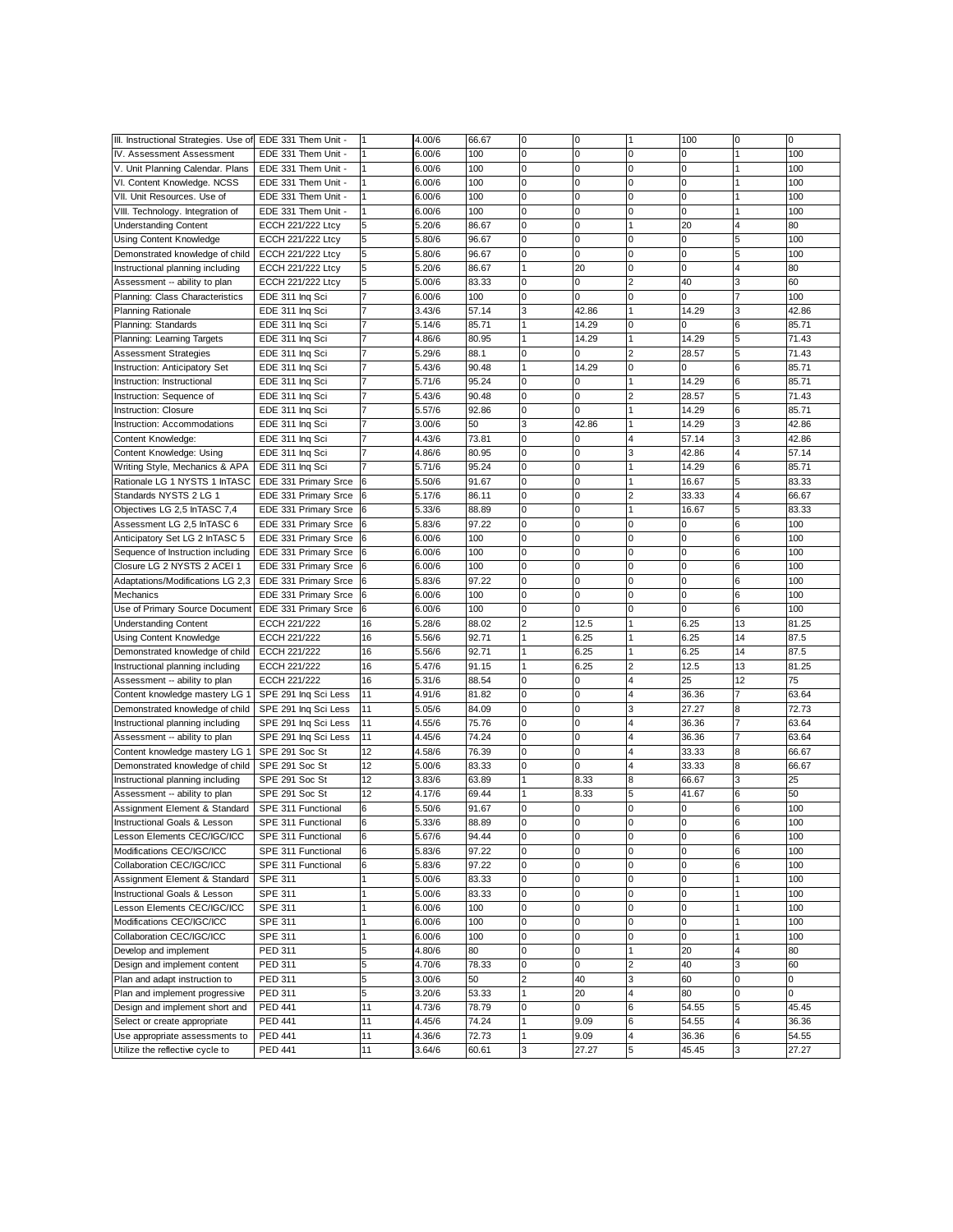| | | | | | | | | | | |
|---|---|---|---|---|---|---|---|---|---|---|
| III. Instructional Strategies. Use of | EDE 331 Them Unit - | 1 | 4.00/6 | 66.67 | 0 | 0 | 1 | 100 | 0 | 0 |
| IV. Assessment Assessment | EDE 331 Them Unit - | 1 | 6.00/6 | 100 | 0 | 0 | 0 | 0 | 1 | 100 |
| V. Unit Planning Calendar. Plans | EDE 331 Them Unit - | 1 | 6.00/6 | 100 | 0 | 0 | 0 | 0 | 1 | 100 |
| VI. Content Knowledge. NCSS | EDE 331 Them Unit - | 1 | 6.00/6 | 100 | 0 | 0 | 0 | 0 | 1 | 100 |
| VII. Unit Resources. Use of | EDE 331 Them Unit - | 1 | 6.00/6 | 100 | 0 | 0 | 0 | 0 | 1 | 100 |
| VIII. Technology. Integration of | EDE 331 Them Unit - | 1 | 6.00/6 | 100 | 0 | 0 | 0 | 0 | 1 | 100 |
| Understanding Content | ECCH 221/222 Ltcy | 5 | 5.20/6 | 86.67 | 0 | 0 | 1 | 20 | 4 | 80 |
| Using Content Knowledge | ECCH 221/222 Ltcy | 5 | 5.80/6 | 96.67 | 0 | 0 | 0 | 0 | 5 | 100 |
| Demonstrated knowledge of child | ECCH 221/222 Ltcy | 5 | 5.80/6 | 96.67 | 0 | 0 | 0 | 0 | 5 | 100 |
| Instructional planning including | ECCH 221/222 Ltcy | 5 | 5.20/6 | 86.67 | 1 | 20 | 0 | 0 | 4 | 80 |
| Assessment -- ability to plan | ECCH 221/222 Ltcy | 5 | 5.00/6 | 83.33 | 0 | 0 | 2 | 40 | 3 | 60 |
| Planning: Class Characteristics | EDE 311 Inq Sci | 7 | 6.00/6 | 100 | 0 | 0 | 0 | 0 | 7 | 100 |
| Planning Rationale | EDE 311 Inq Sci | 7 | 3.43/6 | 57.14 | 3 | 42.86 | 1 | 14.29 | 3 | 42.86 |
| Planning: Standards | EDE 311 Inq Sci | 7 | 5.14/6 | 85.71 | 1 | 14.29 | 0 | 0 | 6 | 85.71 |
| Planning: Learning Targets | EDE 311 Inq Sci | 7 | 4.86/6 | 80.95 | 1 | 14.29 | 1 | 14.29 | 5 | 71.43 |
| Assessment Strategies | EDE 311 Inq Sci | 7 | 5.29/6 | 88.1 | 0 | 0 | 2 | 28.57 | 5 | 71.43 |
| Instruction: Anticipatory Set | EDE 311 Inq Sci | 7 | 5.43/6 | 90.48 | 1 | 14.29 | 0 | 0 | 6 | 85.71 |
| Instruction: Instructional | EDE 311 Inq Sci | 7 | 5.71/6 | 95.24 | 0 | 0 | 1 | 14.29 | 6 | 85.71 |
| Instruction: Sequence of | EDE 311 Inq Sci | 7 | 5.43/6 | 90.48 | 0 | 0 | 2 | 28.57 | 5 | 71.43 |
| Instruction: Closure | EDE 311 Inq Sci | 7 | 5.57/6 | 92.86 | 0 | 0 | 1 | 14.29 | 6 | 85.71 |
| Instruction: Accommodations | EDE 311 Inq Sci | 7 | 3.00/6 | 50 | 3 | 42.86 | 1 | 14.29 | 3 | 42.86 |
| Content Knowledge: | EDE 311 Inq Sci | 7 | 4.43/6 | 73.81 | 0 | 0 | 4 | 57.14 | 3 | 42.86 |
| Content Knowledge: Using | EDE 311 Inq Sci | 7 | 4.86/6 | 80.95 | 0 | 0 | 3 | 42.86 | 4 | 57.14 |
| Writing Style, Mechanics & APA | EDE 311 Inq Sci | 7 | 5.71/6 | 95.24 | 0 | 0 | 1 | 14.29 | 6 | 85.71 |
| Rationale LG 1 NYSTS 1 InTASC | EDE 331 Primary Srce | 6 | 5.50/6 | 91.67 | 0 | 0 | 1 | 16.67 | 5 | 83.33 |
| Standards NYSTS 2 LG 1 | EDE 331 Primary Srce | 6 | 5.17/6 | 86.11 | 0 | 0 | 2 | 33.33 | 4 | 66.67 |
| Objectives LG 2,5 InTASC 7,4 | EDE 331 Primary Srce | 6 | 5.33/6 | 88.89 | 0 | 0 | 1 | 16.67 | 5 | 83.33 |
| Assessment LG 2,5 InTASC 6 | EDE 331 Primary Srce | 6 | 5.83/6 | 97.22 | 0 | 0 | 0 | 0 | 6 | 100 |
| Anticipatory Set LG 2 InTASC 5 | EDE 331 Primary Srce | 6 | 6.00/6 | 100 | 0 | 0 | 0 | 0 | 6 | 100 |
| Sequence of Instruction including | EDE 331 Primary Srce | 6 | 6.00/6 | 100 | 0 | 0 | 0 | 0 | 6 | 100 |
| Closure LG 2 NYSTS 2 ACEI 1 | EDE 331 Primary Srce | 6 | 6.00/6 | 100 | 0 | 0 | 0 | 0 | 6 | 100 |
| Adaptations/Modifications LG 2,3 | EDE 331 Primary Srce | 6 | 5.83/6 | 97.22 | 0 | 0 | 0 | 0 | 6 | 100 |
| Mechanics | EDE 331 Primary Srce | 6 | 6.00/6 | 100 | 0 | 0 | 0 | 0 | 6 | 100 |
| Use of Primary Source Document | EDE 331 Primary Srce | 6 | 6.00/6 | 100 | 0 | 0 | 0 | 0 | 6 | 100 |
| Understanding Content | ECCH 221/222 | 16 | 5.28/6 | 88.02 | 2 | 12.5 | 1 | 6.25 | 13 | 81.25 |
| Using Content Knowledge | ECCH 221/222 | 16 | 5.56/6 | 92.71 | 1 | 6.25 | 1 | 6.25 | 14 | 87.5 |
| Demonstrated knowledge of child | ECCH 221/222 | 16 | 5.56/6 | 92.71 | 1 | 6.25 | 1 | 6.25 | 14 | 87.5 |
| Instructional planning including | ECCH 221/222 | 16 | 5.47/6 | 91.15 | 1 | 6.25 | 2 | 12.5 | 13 | 81.25 |
| Assessment -- ability to plan | ECCH 221/222 | 16 | 5.31/6 | 88.54 | 0 | 0 | 4 | 25 | 12 | 75 |
| Content knowledge mastery LG 1 | SPE 291 Inq Sci Less | 11 | 4.91/6 | 81.82 | 0 | 0 | 4 | 36.36 | 7 | 63.64 |
| Demonstrated knowledge of child | SPE 291 Inq Sci Less | 11 | 5.05/6 | 84.09 | 0 | 0 | 3 | 27.27 | 8 | 72.73 |
| Instructional planning including | SPE 291 Inq Sci Less | 11 | 4.55/6 | 75.76 | 0 | 0 | 4 | 36.36 | 7 | 63.64 |
| Assessment -- ability to plan | SPE 291 Inq Sci Less | 11 | 4.45/6 | 74.24 | 0 | 0 | 4 | 36.36 | 7 | 63.64 |
| Content knowledge mastery LG 1 | SPE 291 Soc St | 12 | 4.58/6 | 76.39 | 0 | 0 | 4 | 33.33 | 8 | 66.67 |
| Demonstrated knowledge of child | SPE 291 Soc St | 12 | 5.00/6 | 83.33 | 0 | 0 | 4 | 33.33 | 8 | 66.67 |
| Instructional planning including | SPE 291 Soc St | 12 | 3.83/6 | 63.89 | 1 | 8.33 | 8 | 66.67 | 3 | 25 |
| Assessment -- ability to plan | SPE 291 Soc St | 12 | 4.17/6 | 69.44 | 1 | 8.33 | 5 | 41.67 | 6 | 50 |
| Assignment Element & Standard | SPE 311 Functional | 6 | 5.50/6 | 91.67 | 0 | 0 | 0 | 0 | 6 | 100 |
| Instructional Goals & Lesson | SPE 311 Functional | 6 | 5.33/6 | 88.89 | 0 | 0 | 0 | 0 | 6 | 100 |
| Lesson Elements CEC/IGC/ICC | SPE 311 Functional | 6 | 5.67/6 | 94.44 | 0 | 0 | 0 | 0 | 6 | 100 |
| Modifications CEC/IGC/ICC | SPE 311 Functional | 6 | 5.83/6 | 97.22 | 0 | 0 | 0 | 0 | 6 | 100 |
| Collaboration CEC/IGC/ICC | SPE 311 Functional | 6 | 5.83/6 | 97.22 | 0 | 0 | 0 | 0 | 6 | 100 |
| Assignment Element & Standard | SPE 311 | 1 | 5.00/6 | 83.33 | 0 | 0 | 0 | 0 | 1 | 100 |
| Instructional Goals & Lesson | SPE 311 | 1 | 5.00/6 | 83.33 | 0 | 0 | 0 | 0 | 1 | 100 |
| Lesson Elements CEC/IGC/ICC | SPE 311 | 1 | 6.00/6 | 100 | 0 | 0 | 0 | 0 | 1 | 100 |
| Modifications CEC/IGC/ICC | SPE 311 | 1 | 6.00/6 | 100 | 0 | 0 | 0 | 0 | 1 | 100 |
| Collaboration CEC/IGC/ICC | SPE 311 | 1 | 6.00/6 | 100 | 0 | 0 | 0 | 0 | 1 | 100 |
| Develop and implement | PED 311 | 5 | 4.80/6 | 80 | 0 | 0 | 1 | 20 | 4 | 80 |
| Design and implement content | PED 311 | 5 | 4.70/6 | 78.33 | 0 | 0 | 2 | 40 | 3 | 60 |
| Plan and adapt instruction to | PED 311 | 5 | 3.00/6 | 50 | 2 | 40 | 3 | 60 | 0 | 0 |
| Plan and implement progressive | PED 311 | 5 | 3.20/6 | 53.33 | 1 | 20 | 4 | 80 | 0 | 0 |
| Design and implement short and | PED 441 | 11 | 4.73/6 | 78.79 | 0 | 0 | 6 | 54.55 | 5 | 45.45 |
| Select or create appropriate | PED 441 | 11 | 4.45/6 | 74.24 | 1 | 9.09 | 6 | 54.55 | 4 | 36.36 |
| Use appropriate assessments to | PED 441 | 11 | 4.36/6 | 72.73 | 1 | 9.09 | 4 | 36.36 | 6 | 54.55 |
| Utilize the reflective cycle to | PED 441 | 11 | 3.64/6 | 60.61 | 3 | 27.27 | 5 | 45.45 | 3 | 27.27 |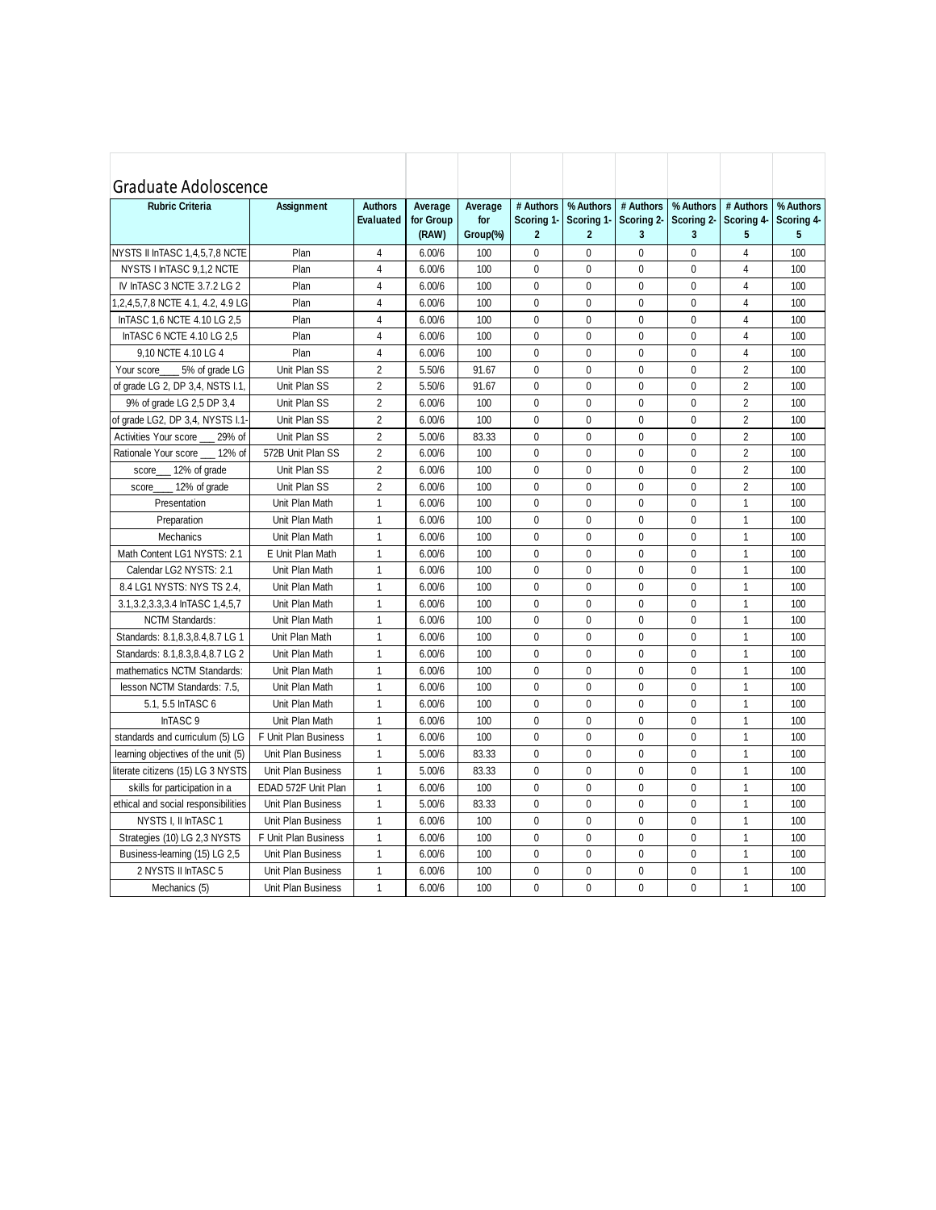## Graduate Adoloscence

| Rubric Criteria | Assignment | Authors Evaluated | Average for Group (RAW) | Average for Group(%) | # Authors Scoring 1-2 | % Authors Scoring 1-2 | # Authors Scoring 2-3 | % Authors Scoring 2-3 | # Authors Scoring 4-5 | % Authors Scoring 4-5 |
|---|---|---|---|---|---|---|---|---|---|---|
| NYSTS II InTASC 1,4,5,7,8 NCTE | Plan | 4 | 6.00/6 | 100 | 0 | 0 | 0 | 0 | 4 | 100 |
| NYSTS I InTASC 9,1,2 NCTE | Plan | 4 | 6.00/6 | 100 | 0 | 0 | 0 | 0 | 4 | 100 |
| IV InTASC 3 NCTE 3.7.2 LG 2 | Plan | 4 | 6.00/6 | 100 | 0 | 0 | 0 | 0 | 4 | 100 |
| 1,2,4,5,7,8 NCTE 4.1, 4.2, 4.9 LG | Plan | 4 | 6.00/6 | 100 | 0 | 0 | 0 | 0 | 4 | 100 |
| InTASC 1,6 NCTE 4.10 LG 2,5 | Plan | 4 | 6.00/6 | 100 | 0 | 0 | 0 | 0 | 4 | 100 |
| InTASC 6 NCTE 4.10 LG 2,5 | Plan | 4 | 6.00/6 | 100 | 0 | 0 | 0 | 0 | 4 | 100 |
| 9,10 NCTE 4.10 LG 4 | Plan | 4 | 6.00/6 | 100 | 0 | 0 | 0 | 0 | 4 | 100 |
| Your score____ 5% of grade LG | Unit Plan SS | 2 | 5.50/6 | 91.67 | 0 | 0 | 0 | 0 | 2 | 100 |
| of grade LG 2, DP 3,4, NSTS I.1, | Unit Plan SS | 2 | 5.50/6 | 91.67 | 0 | 0 | 0 | 0 | 2 | 100 |
| 9% of grade LG 2,5 DP 3,4 | Unit Plan SS | 2 | 6.00/6 | 100 | 0 | 0 | 0 | 0 | 2 | 100 |
| of grade LG2, DP 3,4, NYSTS I.1- | Unit Plan SS | 2 | 6.00/6 | 100 | 0 | 0 | 0 | 0 | 2 | 100 |
| Activities Your score ___ 29% of | Unit Plan SS | 2 | 5.00/6 | 83.33 | 0 | 0 | 0 | 0 | 2 | 100 |
| Rationale Your score ___ 12% of | 572B Unit Plan SS | 2 | 6.00/6 | 100 | 0 | 0 | 0 | 0 | 2 | 100 |
| score___ 12% of grade | Unit Plan SS | 2 | 6.00/6 | 100 | 0 | 0 | 0 | 0 | 2 | 100 |
| score____ 12% of grade | Unit Plan SS | 2 | 6.00/6 | 100 | 0 | 0 | 0 | 0 | 2 | 100 |
| Presentation | Unit Plan Math | 1 | 6.00/6 | 100 | 0 | 0 | 0 | 0 | 1 | 100 |
| Preparation | Unit Plan Math | 1 | 6.00/6 | 100 | 0 | 0 | 0 | 0 | 1 | 100 |
| Mechanics | Unit Plan Math | 1 | 6.00/6 | 100 | 0 | 0 | 0 | 0 | 1 | 100 |
| Math Content LG1 NYSTS: 2.1 | E Unit Plan Math | 1 | 6.00/6 | 100 | 0 | 0 | 0 | 0 | 1 | 100 |
| Calendar LG2 NYSTS: 2.1 | Unit Plan Math | 1 | 6.00/6 | 100 | 0 | 0 | 0 | 0 | 1 | 100 |
| 8.4 LG1 NYSTS: NYS TS 2.4, | Unit Plan Math | 1 | 6.00/6 | 100 | 0 | 0 | 0 | 0 | 1 | 100 |
| 3.1,3.2,3.3,3.4 InTASC 1,4,5,7 | Unit Plan Math | 1 | 6.00/6 | 100 | 0 | 0 | 0 | 0 | 1 | 100 |
| NCTM Standards: | Unit Plan Math | 1 | 6.00/6 | 100 | 0 | 0 | 0 | 0 | 1 | 100 |
| Standards: 8.1,8.3,8.4,8.7 LG 1 | Unit Plan Math | 1 | 6.00/6 | 100 | 0 | 0 | 0 | 0 | 1 | 100 |
| Standards: 8.1,8.3,8.4,8.7 LG 2 | Unit Plan Math | 1 | 6.00/6 | 100 | 0 | 0 | 0 | 0 | 1 | 100 |
| mathematics NCTM Standards: | Unit Plan Math | 1 | 6.00/6 | 100 | 0 | 0 | 0 | 0 | 1 | 100 |
| lesson NCTM Standards: 7.5, | Unit Plan Math | 1 | 6.00/6 | 100 | 0 | 0 | 0 | 0 | 1 | 100 |
| 5.1, 5.5 InTASC 6 | Unit Plan Math | 1 | 6.00/6 | 100 | 0 | 0 | 0 | 0 | 1 | 100 |
| InTASC 9 | Unit Plan Math | 1 | 6.00/6 | 100 | 0 | 0 | 0 | 0 | 1 | 100 |
| standards and curriculum (5) LG | F Unit Plan Business | 1 | 6.00/6 | 100 | 0 | 0 | 0 | 0 | 1 | 100 |
| learning objectives of the unit (5) | Unit Plan Business | 1 | 5.00/6 | 83.33 | 0 | 0 | 0 | 0 | 1 | 100 |
| literate citizens (15) LG 3 NYSTS | Unit Plan Business | 1 | 5.00/6 | 83.33 | 0 | 0 | 0 | 0 | 1 | 100 |
| skills for participation in a | EDAD 572F Unit Plan | 1 | 6.00/6 | 100 | 0 | 0 | 0 | 0 | 1 | 100 |
| ethical and social responsibilities | Unit Plan Business | 1 | 5.00/6 | 83.33 | 0 | 0 | 0 | 0 | 1 | 100 |
| NYSTS I, II InTASC 1 | Unit Plan Business | 1 | 6.00/6 | 100 | 0 | 0 | 0 | 0 | 1 | 100 |
| Strategies (10) LG 2,3 NYSTS | F Unit Plan Business | 1 | 6.00/6 | 100 | 0 | 0 | 0 | 0 | 1 | 100 |
| Business-learning (15) LG 2,5 | Unit Plan Business | 1 | 6.00/6 | 100 | 0 | 0 | 0 | 0 | 1 | 100 |
| 2 NYSTS II InTASC 5 | Unit Plan Business | 1 | 6.00/6 | 100 | 0 | 0 | 0 | 0 | 1 | 100 |
| Mechanics (5) | Unit Plan Business | 1 | 6.00/6 | 100 | 0 | 0 | 0 | 0 | 1 | 100 |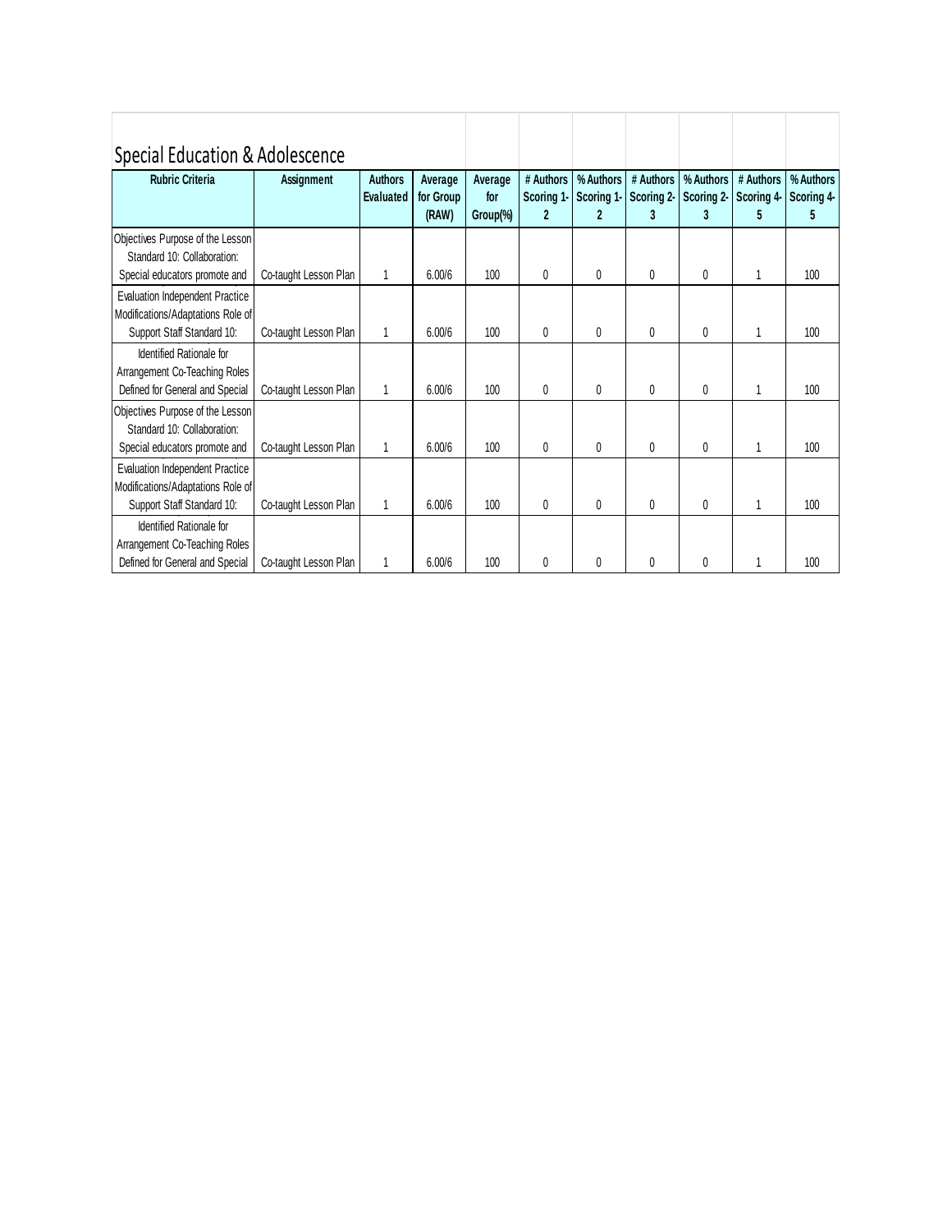## Special Education & Adolescence

| Rubric Criteria | Assignment | Authors Evaluated | Average for Group (RAW) | Average for Group(%) | # Authors Scoring 1-2 | % Authors Scoring 1-2 | # Authors Scoring 2-3 | % Authors Scoring 2-3 | # Authors Scoring 4-5 | % Authors Scoring 4-5 |
|---|---|---|---|---|---|---|---|---|---|---|
| Objectives Purpose of the Lesson Standard 10: Collaboration: Special educators promote and | Co-taught Lesson Plan | 1 | 6.00/6 | 100 | 0 | 0 | 0 | 0 | 1 | 100 |
| Evaluation Independent Practice Modifications/Adaptations Role of Support Staff Standard 10: | Co-taught Lesson Plan | 1 | 6.00/6 | 100 | 0 | 0 | 0 | 0 | 1 | 100 |
| Identified Rationale for Arrangement Co-Teaching Roles Defined for General and Special | Co-taught Lesson Plan | 1 | 6.00/6 | 100 | 0 | 0 | 0 | 0 | 1 | 100 |
| Objectives Purpose of the Lesson Standard 10: Collaboration: Special educators promote and | Co-taught Lesson Plan | 1 | 6.00/6 | 100 | 0 | 0 | 0 | 0 | 1 | 100 |
| Evaluation Independent Practice Modifications/Adaptations Role of Support Staff Standard 10: | Co-taught Lesson Plan | 1 | 6.00/6 | 100 | 0 | 0 | 0 | 0 | 1 | 100 |
| Identified Rationale for Arrangement Co-Teaching Roles Defined for General and Special | Co-taught Lesson Plan | 1 | 6.00/6 | 100 | 0 | 0 | 0 | 0 | 1 | 100 |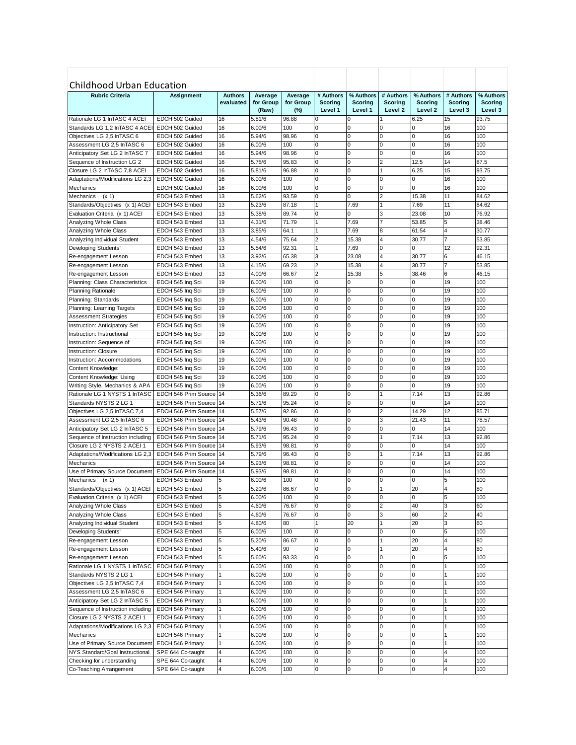## Childhood Urban Education

| Rubric Criteria | Assignment | Authors evaluated | Average for Group (Raw) | Average for Group (%) | # Authors Scoring Level 1 | % Authors Scoring Level 1 | # Authors Scoring Level 2 | % Authors Scoring Level 2 | # Authors Scoring Level 3 | % Authors Scoring Level 3 |
|---|---|---|---|---|---|---|---|---|---|---|
| Rationale LG 1 InTASC 4 ACEI | EDCH 502 Guided | 16 | 5.81/6 | 96.88 | 0 | 0 | 1 | 6.25 | 15 | 93.75 |
| Standards LG 1,2 InTASC 4 ACEI | EDCH 502 Guided | 16 | 6.00/6 | 100 | 0 | 0 | 0 | 0 | 16 | 100 |
| Objectives LG 2,5 InTASC 6 | EDCH 502 Guided | 16 | 5.94/6 | 98.96 | 0 | 0 | 0 | 0 | 16 | 100 |
| Assessment LG 2,5 InTASC 6 | EDCH 502 Guided | 16 | 6.00/6 | 100 | 0 | 0 | 0 | 0 | 16 | 100 |
| Anticipatory Set LG 2 InTASC 7 | EDCH 502 Guided | 16 | 5.94/6 | 98.96 | 0 | 0 | 0 | 0 | 16 | 100 |
| Sequence of Instruction LG 2 | EDCH 502 Guided | 16 | 5.75/6 | 95.83 | 0 | 0 | 2 | 12.5 | 14 | 87.5 |
| Closure LG 2 InTASC 7,8 ACEI | EDCH 502 Guided | 16 | 5.81/6 | 96.88 | 0 | 0 | 1 | 6.25 | 15 | 93.75 |
| Adaptations/Modifications LG 2,3 | EDCH 502 Guided | 16 | 6.00/6 | 100 | 0 | 0 | 0 | 0 | 16 | 100 |
| Mechanics | EDCH 502 Guided | 16 | 6.00/6 | 100 | 0 | 0 | 0 | 0 | 16 | 100 |
| Mechanics (x 1) | EDCH 543 Embed | 13 | 5.62/6 | 93.59 | 0 | 0 | 2 | 15.38 | 11 | 84.62 |
| Standards/Objectives (x 1) ACEI | EDCH 543 Embed | 13 | 5.23/6 | 87.18 | 1 | 7.69 | 1 | 7.69 | 11 | 84.62 |
| Evaluation Criteria (x 1) ACEI | EDCH 543 Embed | 13 | 5.38/6 | 89.74 | 0 | 0 | 3 | 23.08 | 10 | 76.92 |
| Analyzing Whole Class | EDCH 543 Embed | 13 | 4.31/6 | 71.79 | 1 | 7.69 | 7 | 53.85 | 5 | 38.46 |
| Analyzing Whole Class | EDCH 543 Embed | 13 | 3.85/6 | 64.1 | 1 | 7.69 | 8 | 61.54 | 4 | 30.77 |
| Analyzing Individual Student | EDCH 543 Embed | 13 | 4.54/6 | 75.64 | 2 | 15.38 | 4 | 30.77 | 7 | 53.85 |
| Developing Students' | EDCH 543 Embed | 13 | 5.54/6 | 92.31 | 1 | 7.69 | 0 | 0 | 12 | 92.31 |
| Re-engagement Lesson | EDCH 543 Embed | 13 | 3.92/6 | 65.38 | 3 | 23.08 | 4 | 30.77 | 6 | 46.15 |
| Re-engagement Lesson | EDCH 543 Embed | 13 | 4.15/6 | 69.23 | 2 | 15.38 | 4 | 30.77 | 7 | 53.85 |
| Re-engagement Lesson | EDCH 543 Embed | 13 | 4.00/6 | 66.67 | 2 | 15.38 | 5 | 38.46 | 6 | 46.15 |
| Planning: Class Characteristics | EDCH 545 Inq Sci | 19 | 6.00/6 | 100 | 0 | 0 | 0 | 0 | 19 | 100 |
| Planning Rationale | EDCH 545 Inq Sci | 19 | 6.00/6 | 100 | 0 | 0 | 0 | 0 | 19 | 100 |
| Planning: Standards | EDCH 545 Inq Sci | 19 | 6.00/6 | 100 | 0 | 0 | 0 | 0 | 19 | 100 |
| Planning: Learning Targets | EDCH 545 Inq Sci | 19 | 6.00/6 | 100 | 0 | 0 | 0 | 0 | 19 | 100 |
| Assessment Strategies | EDCH 545 Inq Sci | 19 | 6.00/6 | 100 | 0 | 0 | 0 | 0 | 19 | 100 |
| Instruction: Anticipatory Set | EDCH 545 Inq Sci | 19 | 6.00/6 | 100 | 0 | 0 | 0 | 0 | 19 | 100 |
| Instruction: Instructional | EDCH 545 Inq Sci | 19 | 6.00/6 | 100 | 0 | 0 | 0 | 0 | 19 | 100 |
| Instruction: Sequence of | EDCH 545 Inq Sci | 19 | 6.00/6 | 100 | 0 | 0 | 0 | 0 | 19 | 100 |
| Instruction: Closure | EDCH 545 Inq Sci | 19 | 6.00/6 | 100 | 0 | 0 | 0 | 0 | 19 | 100 |
| Instruction: Accommodations | EDCH 545 Inq Sci | 19 | 6.00/6 | 100 | 0 | 0 | 0 | 0 | 19 | 100 |
| Content Knowledge: | EDCH 545 Inq Sci | 19 | 6.00/6 | 100 | 0 | 0 | 0 | 0 | 19 | 100 |
| Content Knowledge: Using | EDCH 545 Inq Sci | 19 | 6.00/6 | 100 | 0 | 0 | 0 | 0 | 19 | 100 |
| Writing Style, Mechanics & APA | EDCH 545 Inq Sci | 19 | 6.00/6 | 100 | 0 | 0 | 0 | 0 | 19 | 100 |
| Rationale LG 1 NYSTS 1 InTASC | EDCH 546 Prim Source | 14 | 5.36/6 | 89.29 | 0 | 0 | 1 | 7.14 | 13 | 92.86 |
| Standards NYSTS 2 LG 1 | EDCH 546 Prim Source | 14 | 5.71/6 | 95.24 | 0 | 0 | 0 | 0 | 14 | 100 |
| Objectives LG 2,5 InTASC 7,4 | EDCH 546 Prim Source | 14 | 5.57/6 | 92.86 | 0 | 0 | 2 | 14.29 | 12 | 85.71 |
| Assessment LG 2,5 InTASC 6 | EDCH 546 Prim Source | 14 | 5.43/6 | 90.48 | 0 | 0 | 3 | 21.43 | 11 | 78.57 |
| Anticipatory Set LG 2 InTASC 5 | EDCH 546 Prim Source | 14 | 5.79/6 | 96.43 | 0 | 0 | 0 | 0 | 14 | 100 |
| Sequence of Instruction including | EDCH 546 Prim Source | 14 | 5.71/6 | 95.24 | 0 | 0 | 1 | 7.14 | 13 | 92.86 |
| Closure LG 2 NYSTS 2 ACEI 1 | EDCH 546 Prim Source | 14 | 5.93/6 | 98.81 | 0 | 0 | 0 | 0 | 14 | 100 |
| Adaptations/Modifications LG 2,3 | EDCH 546 Prim Source | 14 | 5.79/6 | 96.43 | 0 | 0 | 1 | 7.14 | 13 | 92.86 |
| Mechanics | EDCH 546 Prim Source | 14 | 5.93/6 | 98.81 | 0 | 0 | 0 | 0 | 14 | 100 |
| Use of Primary Source Document | EDCH 546 Prim Source | 14 | 5.93/6 | 98.81 | 0 | 0 | 0 | 0 | 14 | 100 |
| Mechanics (x 1) | EDCH 543 Embed | 5 | 6.00/6 | 100 | 0 | 0 | 0 | 0 | 5 | 100 |
| Standards/Objectives (x 1) ACEI | EDCH 543 Embed | 5 | 5.20/6 | 86.67 | 0 | 0 | 1 | 20 | 4 | 80 |
| Evaluation Criteria (x 1) ACEI | EDCH 543 Embed | 5 | 6.00/6 | 100 | 0 | 0 | 0 | 0 | 5 | 100 |
| Analyzing Whole Class | EDCH 543 Embed | 5 | 4.60/6 | 76.67 | 0 | 0 | 2 | 40 | 3 | 60 |
| Analyzing Whole Class | EDCH 543 Embed | 5 | 4.60/6 | 76.67 | 0 | 0 | 3 | 60 | 2 | 40 |
| Analyzing Individual Student | EDCH 543 Embed | 5 | 4.80/6 | 80 | 1 | 20 | 1 | 20 | 3 | 60 |
| Developing Students' | EDCH 543 Embed | 5 | 6.00/6 | 100 | 0 | 0 | 0 | 0 | 5 | 100 |
| Re-engagement Lesson | EDCH 543 Embed | 5 | 5.20/6 | 86.67 | 0 | 0 | 1 | 20 | 4 | 80 |
| Re-engagement Lesson | EDCH 543 Embed | 5 | 5.40/6 | 90 | 0 | 0 | 1 | 20 | 4 | 80 |
| Re-engagement Lesson | EDCH 543 Embed | 5 | 5.60/6 | 93.33 | 0 | 0 | 0 | 0 | 5 | 100 |
| Rationale LG 1 NYSTS 1 InTASC | EDCH 546 Primary | 1 | 6.00/6 | 100 | 0 | 0 | 0 | 0 | 1 | 100 |
| Standards NYSTS 2 LG 1 | EDCH 546 Primary | 1 | 6.00/6 | 100 | 0 | 0 | 0 | 0 | 1 | 100 |
| Objectives LG 2,5 InTASC 7,4 | EDCH 546 Primary | 1 | 6.00/6 | 100 | 0 | 0 | 0 | 0 | 1 | 100 |
| Assessment LG 2,5 InTASC 6 | EDCH 546 Primary | 1 | 6.00/6 | 100 | 0 | 0 | 0 | 0 | 1 | 100 |
| Anticipatory Set LG 2 InTASC 5 | EDCH 546 Primary | 1 | 6.00/6 | 100 | 0 | 0 | 0 | 0 | 1 | 100 |
| Sequence of Instruction including | EDCH 546 Primary | 1 | 6.00/6 | 100 | 0 | 0 | 0 | 0 | 1 | 100 |
| Closure LG 2 NYSTS 2 ACEI 1 | EDCH 546 Primary | 1 | 6.00/6 | 100 | 0 | 0 | 0 | 0 | 1 | 100 |
| Adaptations/Modifications LG 2,3 | EDCH 546 Primary | 1 | 6.00/6 | 100 | 0 | 0 | 0 | 0 | 1 | 100 |
| Mechanics | EDCH 546 Primary | 1 | 6.00/6 | 100 | 0 | 0 | 0 | 0 | 1 | 100 |
| Use of Primary Source Document | EDCH 546 Primary | 1 | 6.00/6 | 100 | 0 | 0 | 0 | 0 | 1 | 100 |
| NYS Standard/Goal Instructional | SPE 644 Co-taught | 4 | 6.00/6 | 100 | 0 | 0 | 0 | 0 | 4 | 100 |
| Checking for understanding | SPE 644 Co-taught | 4 | 6.00/6 | 100 | 0 | 0 | 0 | 0 | 4 | 100 |
| Co-Teaching Arrangement | SPE 644 Co-taught | 4 | 6.00/6 | 100 | 0 | 0 | 0 | 0 | 4 | 100 |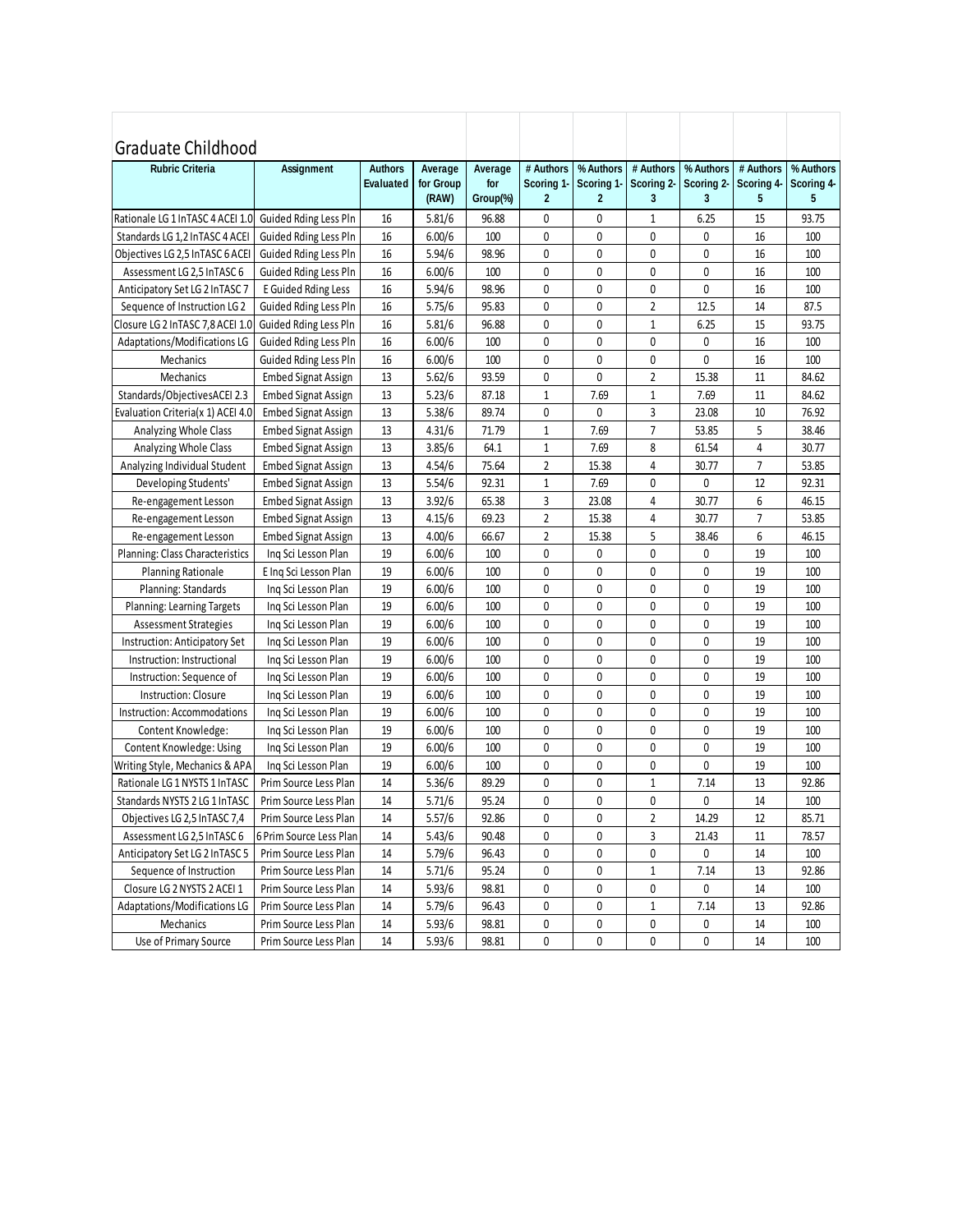## Graduate Childhood

| Rubric Criteria | Assignment | Authors Evaluated | Average for Group (RAW) | Average for Group(%) | # Authors Scoring 1-2 | % Authors Scoring 1-2 | # Authors Scoring 2-3 | % Authors Scoring 2-3 | # Authors Scoring 4-5 | % Authors Scoring 4-5 |
|---|---|---|---|---|---|---|---|---|---|---|
| Rationale LG 1 InTASC 4 ACEI 1.0 | Guided Rding Less Pln | 16 | 5.81/6 | 96.88 | 0 | 0 | 1 | 6.25 | 15 | 93.75 |
| Standards LG 1,2 InTASC 4 ACEI | Guided Rding Less Pln | 16 | 6.00/6 | 100 | 0 | 0 | 0 | 0 | 16 | 100 |
| Objectives LG 2,5 InTASC 6 ACEI | Guided Rding Less Pln | 16 | 5.94/6 | 98.96 | 0 | 0 | 0 | 0 | 16 | 100 |
| Assessment LG 2,5 InTASC 6 | Guided Rding Less Pln | 16 | 6.00/6 | 100 | 0 | 0 | 0 | 0 | 16 | 100 |
| Anticipatory Set LG 2 InTASC 7 | E Guided Rding Less | 16 | 5.94/6 | 98.96 | 0 | 0 | 0 | 0 | 16 | 100 |
| Sequence of Instruction LG 2 | Guided Rding Less Pln | 16 | 5.75/6 | 95.83 | 0 | 0 | 2 | 12.5 | 14 | 87.5 |
| Closure LG 2 InTASC 7,8 ACEI 1.0 | Guided Rding Less Pln | 16 | 5.81/6 | 96.88 | 0 | 0 | 1 | 6.25 | 15 | 93.75 |
| Adaptations/Modifications LG | Guided Rding Less Pln | 16 | 6.00/6 | 100 | 0 | 0 | 0 | 0 | 16 | 100 |
| Mechanics | Guided Rding Less Pln | 16 | 6.00/6 | 100 | 0 | 0 | 0 | 0 | 16 | 100 |
| Mechanics | Embed Signat Assign | 13 | 5.62/6 | 93.59 | 0 | 0 | 2 | 15.38 | 11 | 84.62 |
| Standards/ObjectivesACEI 2.3 | Embed Signat Assign | 13 | 5.23/6 | 87.18 | 1 | 7.69 | 1 | 7.69 | 11 | 84.62 |
| Evaluation Criteria(x 1) ACEI 4.0 | Embed Signat Assign | 13 | 5.38/6 | 89.74 | 0 | 0 | 3 | 23.08 | 10 | 76.92 |
| Analyzing Whole Class | Embed Signat Assign | 13 | 4.31/6 | 71.79 | 1 | 7.69 | 7 | 53.85 | 5 | 38.46 |
| Analyzing Whole Class | Embed Signat Assign | 13 | 3.85/6 | 64.1 | 1 | 7.69 | 8 | 61.54 | 4 | 30.77 |
| Analyzing Individual Student | Embed Signat Assign | 13 | 4.54/6 | 75.64 | 2 | 15.38 | 4 | 30.77 | 7 | 53.85 |
| Developing Students' | Embed Signat Assign | 13 | 5.54/6 | 92.31 | 1 | 7.69 | 0 | 0 | 12 | 92.31 |
| Re-engagement Lesson | Embed Signat Assign | 13 | 3.92/6 | 65.38 | 3 | 23.08 | 4 | 30.77 | 6 | 46.15 |
| Re-engagement Lesson | Embed Signat Assign | 13 | 4.15/6 | 69.23 | 2 | 15.38 | 4 | 30.77 | 7 | 53.85 |
| Re-engagement Lesson | Embed Signat Assign | 13 | 4.00/6 | 66.67 | 2 | 15.38 | 5 | 38.46 | 6 | 46.15 |
| Planning: Class Characteristics | Inq Sci Lesson Plan | 19 | 6.00/6 | 100 | 0 | 0 | 0 | 0 | 19 | 100 |
| Planning Rationale | E Inq Sci Lesson Plan | 19 | 6.00/6 | 100 | 0 | 0 | 0 | 0 | 19 | 100 |
| Planning: Standards | Inq Sci Lesson Plan | 19 | 6.00/6 | 100 | 0 | 0 | 0 | 0 | 19 | 100 |
| Planning: Learning Targets | Inq Sci Lesson Plan | 19 | 6.00/6 | 100 | 0 | 0 | 0 | 0 | 19 | 100 |
| Assessment Strategies | Inq Sci Lesson Plan | 19 | 6.00/6 | 100 | 0 | 0 | 0 | 0 | 19 | 100 |
| Instruction: Anticipatory Set | Inq Sci Lesson Plan | 19 | 6.00/6 | 100 | 0 | 0 | 0 | 0 | 19 | 100 |
| Instruction: Instructional | Inq Sci Lesson Plan | 19 | 6.00/6 | 100 | 0 | 0 | 0 | 0 | 19 | 100 |
| Instruction: Sequence of | Inq Sci Lesson Plan | 19 | 6.00/6 | 100 | 0 | 0 | 0 | 0 | 19 | 100 |
| Instruction: Closure | Inq Sci Lesson Plan | 19 | 6.00/6 | 100 | 0 | 0 | 0 | 0 | 19 | 100 |
| Instruction: Accommodations | Inq Sci Lesson Plan | 19 | 6.00/6 | 100 | 0 | 0 | 0 | 0 | 19 | 100 |
| Content Knowledge: | Inq Sci Lesson Plan | 19 | 6.00/6 | 100 | 0 | 0 | 0 | 0 | 19 | 100 |
| Content Knowledge: Using | Inq Sci Lesson Plan | 19 | 6.00/6 | 100 | 0 | 0 | 0 | 0 | 19 | 100 |
| Writing Style, Mechanics & APA | Inq Sci Lesson Plan | 19 | 6.00/6 | 100 | 0 | 0 | 0 | 0 | 19 | 100 |
| Rationale LG 1 NYSTS 1 InTASC | Prim Source Less Plan | 14 | 5.36/6 | 89.29 | 0 | 0 | 1 | 7.14 | 13 | 92.86 |
| Standards NYSTS 2 LG 1 InTASC | Prim Source Less Plan | 14 | 5.71/6 | 95.24 | 0 | 0 | 0 | 0 | 14 | 100 |
| Objectives LG 2,5 InTASC 7,4 | Prim Source Less Plan | 14 | 5.57/6 | 92.86 | 0 | 0 | 2 | 14.29 | 12 | 85.71 |
| Assessment LG 2,5 InTASC 6 | 6 Prim Source Less Plan | 14 | 5.43/6 | 90.48 | 0 | 0 | 3 | 21.43 | 11 | 78.57 |
| Anticipatory Set LG 2 InTASC 5 | Prim Source Less Plan | 14 | 5.79/6 | 96.43 | 0 | 0 | 0 | 0 | 14 | 100 |
| Sequence of Instruction | Prim Source Less Plan | 14 | 5.71/6 | 95.24 | 0 | 0 | 1 | 7.14 | 13 | 92.86 |
| Closure LG 2 NYSTS 2 ACEI 1 | Prim Source Less Plan | 14 | 5.93/6 | 98.81 | 0 | 0 | 0 | 0 | 14 | 100 |
| Adaptations/Modifications LG | Prim Source Less Plan | 14 | 5.79/6 | 96.43 | 0 | 0 | 1 | 7.14 | 13 | 92.86 |
| Mechanics | Prim Source Less Plan | 14 | 5.93/6 | 98.81 | 0 | 0 | 0 | 0 | 14 | 100 |
| Use of Primary Source | Prim Source Less Plan | 14 | 5.93/6 | 98.81 | 0 | 0 | 0 | 0 | 14 | 100 |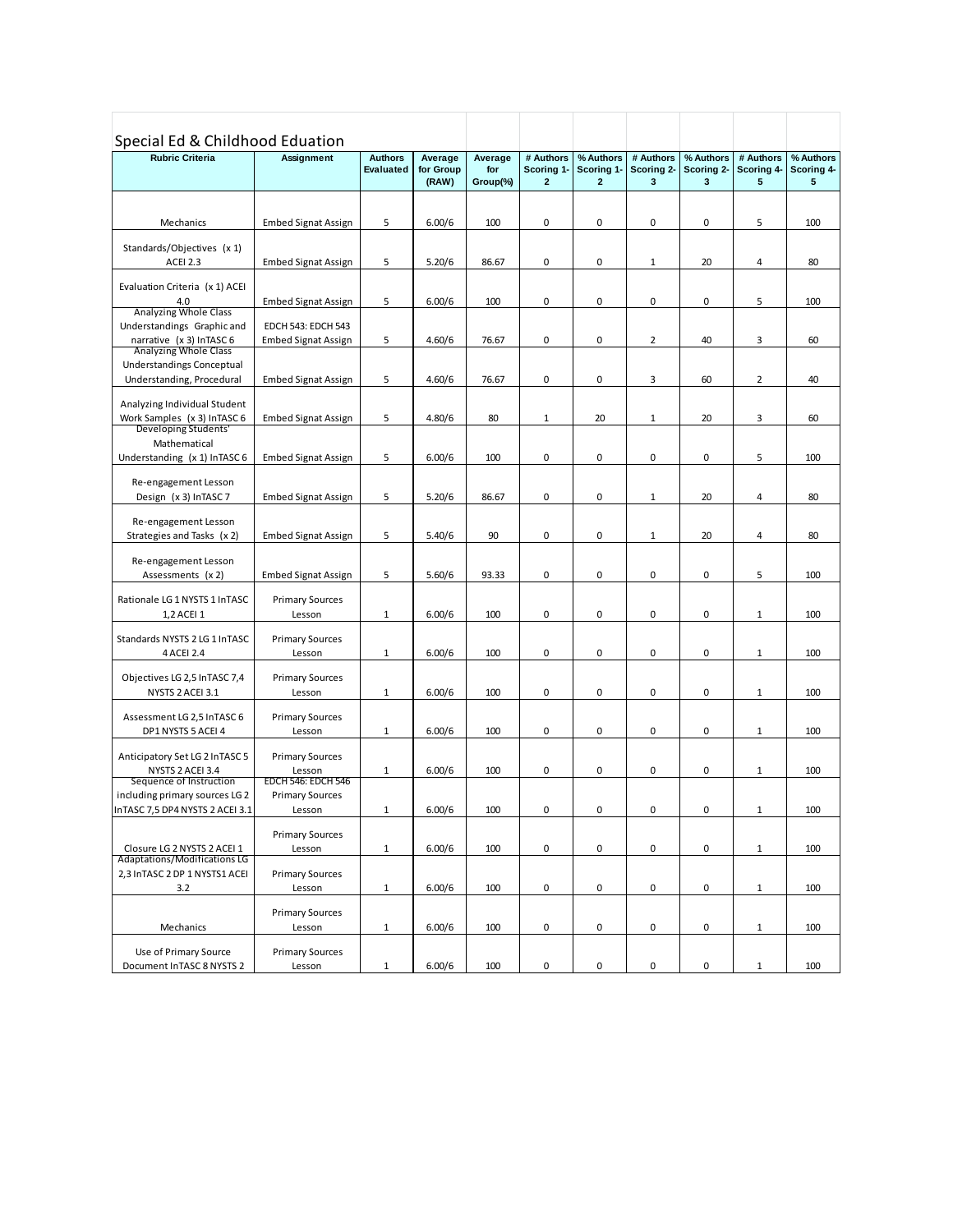## Special Ed & Childhood Eduation

| Rubric Criteria | Assignment | Authors Evaluated | Average for Group (RAW) | Average for Group(%) | # Authors Scoring 1-2 | % Authors Scoring 1-2 | # Authors Scoring 2-3 | % Authors Scoring 2-3 | # Authors Scoring 4-5 | % Authors Scoring 4-5 |
|---|---|---|---|---|---|---|---|---|---|---|
| Mechanics | Embed Signat Assign | 5 | 6.00/6 | 100 | 0 | 0 | 0 | 0 | 5 | 100 |
| Standards/Objectives (x 1) ACEI 2.3 | Embed Signat Assign | 5 | 5.20/6 | 86.67 | 0 | 0 | 1 | 20 | 4 | 80 |
| Evaluation Criteria (x 1) ACEI 4.0 | Embed Signat Assign | 5 | 6.00/6 | 100 | 0 | 0 | 0 | 0 | 5 | 100 |
| Analyzing Whole Class Understandings Graphic and narrative (x 3) InTASC 6 | EDCH 543: EDCH 543 Embed Signat Assign | 5 | 4.60/6 | 76.67 | 0 | 0 | 2 | 40 | 3 | 60 |
| Analyzing Whole Class Understandings Conceptual Understanding, Procedural | Embed Signat Assign | 5 | 4.60/6 | 76.67 | 0 | 0 | 3 | 60 | 2 | 40 |
| Analyzing Individual Student Work Samples (x 3) InTASC 6 | Embed Signat Assign | 5 | 4.80/6 | 80 | 1 | 20 | 1 | 20 | 3 | 60 |
| Developing Students' Mathematical Understanding (x 1) InTASC 6 | Embed Signat Assign | 5 | 6.00/6 | 100 | 0 | 0 | 0 | 0 | 5 | 100 |
| Re-engagement Lesson Design (x 3) InTASC 7 | Embed Signat Assign | 5 | 5.20/6 | 86.67 | 0 | 0 | 1 | 20 | 4 | 80 |
| Re-engagement Lesson Strategies and Tasks (x 2) | Embed Signat Assign | 5 | 5.40/6 | 90 | 0 | 0 | 1 | 20 | 4 | 80 |
| Re-engagement Lesson Assessments (x 2) | Embed Signat Assign | 5 | 5.60/6 | 93.33 | 0 | 0 | 0 | 0 | 5 | 100 |
| Rationale LG 1 NYSTS 1 InTASC 1,2 ACEI 1 | Primary Sources Lesson | 1 | 6.00/6 | 100 | 0 | 0 | 0 | 0 | 1 | 100 |
| Standards NYSTS 2 LG 1 InTASC 4 ACEI 2.4 | Primary Sources Lesson | 1 | 6.00/6 | 100 | 0 | 0 | 0 | 0 | 1 | 100 |
| Objectives LG 2,5 InTASC 7,4 NYSTS 2 ACEI 3.1 | Primary Sources Lesson | 1 | 6.00/6 | 100 | 0 | 0 | 0 | 0 | 1 | 100 |
| Assessment LG 2,5 InTASC 6 DP1 NYSTS 5 ACEI 4 | Primary Sources Lesson | 1 | 6.00/6 | 100 | 0 | 0 | 0 | 0 | 1 | 100 |
| Anticipatory Set LG 2 InTASC 5 NYSTS 2 ACEI 3.4 | Primary Sources Lesson | 1 | 6.00/6 | 100 | 0 | 0 | 0 | 0 | 1 | 100 |
| Sequence of Instruction including primary sources LG 2 InTASC 7,5 DP4 NYSTS 2 ACEI 3.1 | EDCH 546: EDCH 546 Primary Sources Lesson | 1 | 6.00/6 | 100 | 0 | 0 | 0 | 0 | 1 | 100 |
| Closure LG 2 NYSTS 2 ACEI 1 | Primary Sources Lesson | 1 | 6.00/6 | 100 | 0 | 0 | 0 | 0 | 1 | 100 |
| Adaptations/Modifications LG 2,3 InTASC 2 DP 1 NYSTS1 ACEI 3.2 | Primary Sources Lesson | 1 | 6.00/6 | 100 | 0 | 0 | 0 | 0 | 1 | 100 |
| Mechanics | Primary Sources Lesson | 1 | 6.00/6 | 100 | 0 | 0 | 0 | 0 | 1 | 100 |
| Use of Primary Source Document InTASC 8 NYSTS 2 | Primary Sources Lesson | 1 | 6.00/6 | 100 | 0 | 0 | 0 | 0 | 1 | 100 |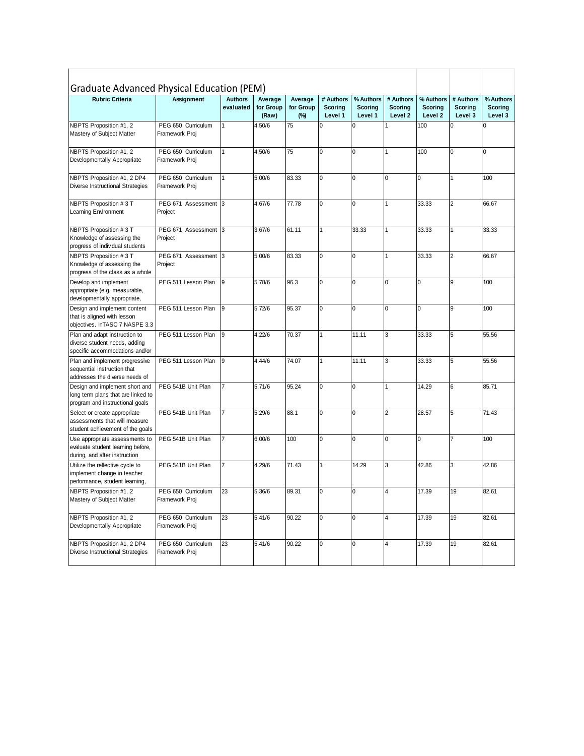## Graduate Advanced Physical Education (PEM)

| Rubric Criteria | Assignment | Authors evaluated | Average for Group (Raw) | Average for Group (%) | # Authors Scoring Level 1 | % Authors Scoring Level 1 | # Authors Scoring Level 2 | % Authors Scoring Level 2 | # Authors Scoring Level 3 | % Authors Scoring Level 3 |
|---|---|---|---|---|---|---|---|---|---|---|
| NBPTS Proposition #1, 2 Mastery of Subject Matter | PEG 650 Curriculum Framework Proj | 1 | 4.50/6 | 75 | 0 | 0 | 1 | 100 | 0 | 0 |
| NBPTS Proposition #1, 2 Developmentally Appropriate | PEG 650 Curriculum Framework Proj | 1 | 4.50/6 | 75 | 0 | 0 | 1 | 100 | 0 | 0 |
| NBPTS Proposition #1, 2 DP4 Diverse Instructional Strategies | PEG 650 Curriculum Framework Proj | 1 | 5.00/6 | 83.33 | 0 | 0 | 0 | 0 | 1 | 100 |
| NBPTS Proposition # 3 T Learning Environment | PEG 671 Assessment Project | 3 | 4.67/6 | 77.78 | 0 | 0 | 1 | 33.33 | 2 | 66.67 |
| NBPTS Proposition # 3 T Knowledge of assessing the progress of individual students | PEG 671 Assessment Project | 3 | 3.67/6 | 61.11 | 1 | 33.33 | 1 | 33.33 | 1 | 33.33 |
| NBPTS Proposition # 3 T Knowledge of assessing the progress of the class as a whole | PEG 671 Assessment Project | 3 | 5.00/6 | 83.33 | 0 | 0 | 1 | 33.33 | 2 | 66.67 |
| Develop and implement appropriate (e.g. measurable, developmentally appropriate, | PEG 511 Lesson Plan | 9 | 5.78/6 | 96.3 | 0 | 0 | 0 | 0 | 9 | 100 |
| Design and implement content that is aligned with lesson objectives. InTASC 7 NASPE 3.3 | PEG 511 Lesson Plan | 9 | 5.72/6 | 95.37 | 0 | 0 | 0 | 0 | 9 | 100 |
| Plan and adapt instruction to diverse student needs, adding specific accommodations and/or | PEG 511 Lesson Plan | 9 | 4.22/6 | 70.37 | 1 | 11.11 | 3 | 33.33 | 5 | 55.56 |
| Plan and implement progressive sequential instruction that addresses the diverse needs of | PEG 511 Lesson Plan | 9 | 4.44/6 | 74.07 | 1 | 11.11 | 3 | 33.33 | 5 | 55.56 |
| Design and implement short and long term plans that are linked to program and instructional goals | PEG 541B Unit Plan | 7 | 5.71/6 | 95.24 | 0 | 0 | 1 | 14.29 | 6 | 85.71 |
| Select or create appropriate assessments that will measure student achievement of the goals | PEG 541B Unit Plan | 7 | 5.29/6 | 88.1 | 0 | 0 | 2 | 28.57 | 5 | 71.43 |
| Use appropriate assessments to evaluate student learning before, during, and after instruction | PEG 541B Unit Plan | 7 | 6.00/6 | 100 | 0 | 0 | 0 | 0 | 7 | 100 |
| Utilize the reflective cycle to implement change in teacher performance, student learning, | PEG 541B Unit Plan | 7 | 4.29/6 | 71.43 | 1 | 14.29 | 3 | 42.86 | 3 | 42.86 |
| NBPTS Proposition #1, 2 Mastery of Subject Matter | PEG 650 Curriculum Framework Proj | 23 | 5.36/6 | 89.31 | 0 | 0 | 4 | 17.39 | 19 | 82.61 |
| NBPTS Proposition #1, 2 Developmentally Appropriate | PEG 650 Curriculum Framework Proj | 23 | 5.41/6 | 90.22 | 0 | 0 | 4 | 17.39 | 19 | 82.61 |
| NBPTS Proposition #1, 2 DP4 Diverse Instructional Strategies | PEG 650 Curriculum Framework Proj | 23 | 5.41/6 | 90.22 | 0 | 0 | 4 | 17.39 | 19 | 82.61 |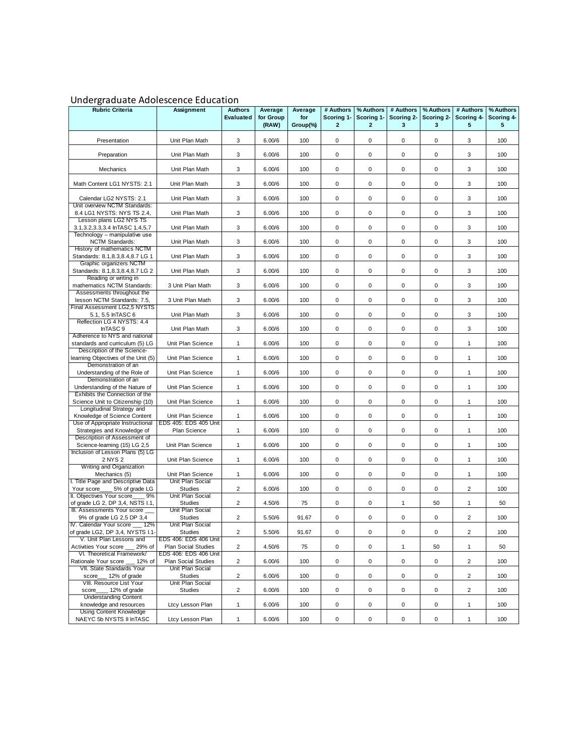## Undergraduate Adolescence Education

| Rubric Criteria | Assignment | Authors Evaluated | Average for Group (RAW) | Average for Group(%) | # Authors Scoring 1-2 | % Authors Scoring 1-2 | # Authors Scoring 2-3 | % Authors Scoring 2-3 | # Authors Scoring 4-5 | % Authors Scoring 4-5 |
|---|---|---|---|---|---|---|---|---|---|---|
| Presentation | Unit Plan Math | 3 | 6.00/6 | 100 | 0 | 0 | 0 | 0 | 3 | 100 |
| Preparation | Unit Plan Math | 3 | 6.00/6 | 100 | 0 | 0 | 0 | 0 | 3 | 100 |
| Mechanics | Unit Plan Math | 3 | 6.00/6 | 100 | 0 | 0 | 0 | 0 | 3 | 100 |
| Math Content LG1 NYSTS: 2.1 | Unit Plan Math | 3 | 6.00/6 | 100 | 0 | 0 | 0 | 0 | 3 | 100 |
| Calendar LG2 NYSTS: 2.1 | Unit Plan Math | 3 | 6.00/6 | 100 | 0 | 0 | 0 | 0 | 3 | 100 |
| Unit overview NCTM Standards: 8.4 LG1 NYSTS: NYS TS 2.4, | Unit Plan Math | 3 | 6.00/6 | 100 | 0 | 0 | 0 | 0 | 3 | 100 |
| Lesson plans LG2 NYS TS 3.1,3.2,3.3,3.4 InTASC 1,4,5,7 | Unit Plan Math | 3 | 6.00/6 | 100 | 0 | 0 | 0 | 0 | 3 | 100 |
| Technology – manipulative use NCTM Standards: | Unit Plan Math | 3 | 6.00/6 | 100 | 0 | 0 | 0 | 0 | 3 | 100 |
| History of mathematics NCTM Standards: 8.1,8.3,8.4,8.7 LG 1 | Unit Plan Math | 3 | 6.00/6 | 100 | 0 | 0 | 0 | 0 | 3 | 100 |
| Graphic organizers NCTM Standards: 8.1,8.3,8.4,8.7 LG 2 | Unit Plan Math | 3 | 6.00/6 | 100 | 0 | 0 | 0 | 0 | 3 | 100 |
| Reading or writing in mathematics NCTM Standards: | 3 Unit Plan Math | 3 | 6.00/6 | 100 | 0 | 0 | 0 | 0 | 3 | 100 |
| Assessments throughout the lesson NCTM Standards: 7.5, | 3 Unit Plan Math | 3 | 6.00/6 | 100 | 0 | 0 | 0 | 0 | 3 | 100 |
| Final Assessment LG2,5 NYSTS 5.1, 5.5 InTASC 6 | Unit Plan Math | 3 | 6.00/6 | 100 | 0 | 0 | 0 | 0 | 3 | 100 |
| Reflection LG 4 NYSTS: 4.4 InTASC 9 | Unit Plan Math | 3 | 6.00/6 | 100 | 0 | 0 | 0 | 0 | 3 | 100 |
| Adherence to NYS and national standards and curriculum (5) LG | Unit Plan Science | 1 | 6.00/6 | 100 | 0 | 0 | 0 | 0 | 1 | 100 |
| Description of the Science-learning Objectives of the Unit (5) | Unit Plan Science | 1 | 6.00/6 | 100 | 0 | 0 | 0 | 0 | 1 | 100 |
| Demonstration of an Understanding of the Role of | Unit Plan Science | 1 | 6.00/6 | 100 | 0 | 0 | 0 | 0 | 1 | 100 |
| Demonstration of an Understanding of the Nature of | Unit Plan Science | 1 | 6.00/6 | 100 | 0 | 0 | 0 | 0 | 1 | 100 |
| Exhibits the Connection of the Science Unit to Citizenship (10) | Unit Plan Science | 1 | 6.00/6 | 100 | 0 | 0 | 0 | 0 | 1 | 100 |
| Longitudinal Strategy and Knowledge of Science Content | Unit Plan Science | 1 | 6.00/6 | 100 | 0 | 0 | 0 | 0 | 1 | 100 |
| Use of Appropriate Instructional Strategies and Knowledge of | EDS 405: EDS 405 Unit Plan Science | 1 | 6.00/6 | 100 | 0 | 0 | 0 | 0 | 1 | 100 |
| Description of Assessment of Science-learning (15) LG 2,5 | Unit Plan Science | 1 | 6.00/6 | 100 | 0 | 0 | 0 | 0 | 1 | 100 |
| Inclusion of Lesson Plans (5) LG 2 NYS 2 | Unit Plan Science | 1 | 6.00/6 | 100 | 0 | 0 | 0 | 0 | 1 | 100 |
| Writing and Organization Mechanics (5) | Unit Plan Science | 1 | 6.00/6 | 100 | 0 | 0 | 0 | 0 | 1 | 100 |
| I. Title Page and Descriptive Data Your score____ 5% of grade LG | Unit Plan Social Studies | 2 | 6.00/6 | 100 | 0 | 0 | 0 | 0 | 2 | 100 |
| II. Objectives Your score____ 9% of grade LG 2, DP 3,4, NSTS I.1, | Unit Plan Social Studies | 2 | 4.50/6 | 75 | 0 | 0 | 1 | 50 | 1 | 50 |
| III. Assessments Your score ___ 9% of grade LG 2,5 DP 3,4 | Unit Plan Social Studies | 2 | 5.50/6 | 91.67 | 0 | 0 | 0 | 0 | 2 | 100 |
| IV. Calendar Your score ___ 12% of grade LG2, DP 3,4, NYSTS I.1- | Unit Plan Social Studies | 2 | 5.50/6 | 91.67 | 0 | 0 | 0 | 0 | 2 | 100 |
| V. Unit Plan Lessons and Activities Your score ___ 29% of | EDS 406: EDS 406 Unit Plan Social Studies | 2 | 4.50/6 | 75 | 0 | 0 | 1 | 50 | 1 | 50 |
| VI. Theoretical Framework/ Rationale Your score ___ 12% of | EDS 406: EDS 406 Unit Plan Social Studies | 2 | 6.00/6 | 100 | 0 | 0 | 0 | 0 | 2 | 100 |
| VII. State Standards Your score___ 12% of grade | Unit Plan Social Studies | 2 | 6.00/6 | 100 | 0 | 0 | 0 | 0 | 2 | 100 |
| VIII. Resource List Your score____ 12% of grade | Unit Plan Social Studies | 2 | 6.00/6 | 100 | 0 | 0 | 0 | 0 | 2 | 100 |
| Understanding Content knowledge and resources | Ltcy Lesson Plan | 1 | 6.00/6 | 100 | 0 | 0 | 0 | 0 | 1 | 100 |
| Using Content Knowledge NAEYC 5b NYSTS II InTASC | Ltcy Lesson Plan | 1 | 6.00/6 | 100 | 0 | 0 | 0 | 0 | 1 | 100 |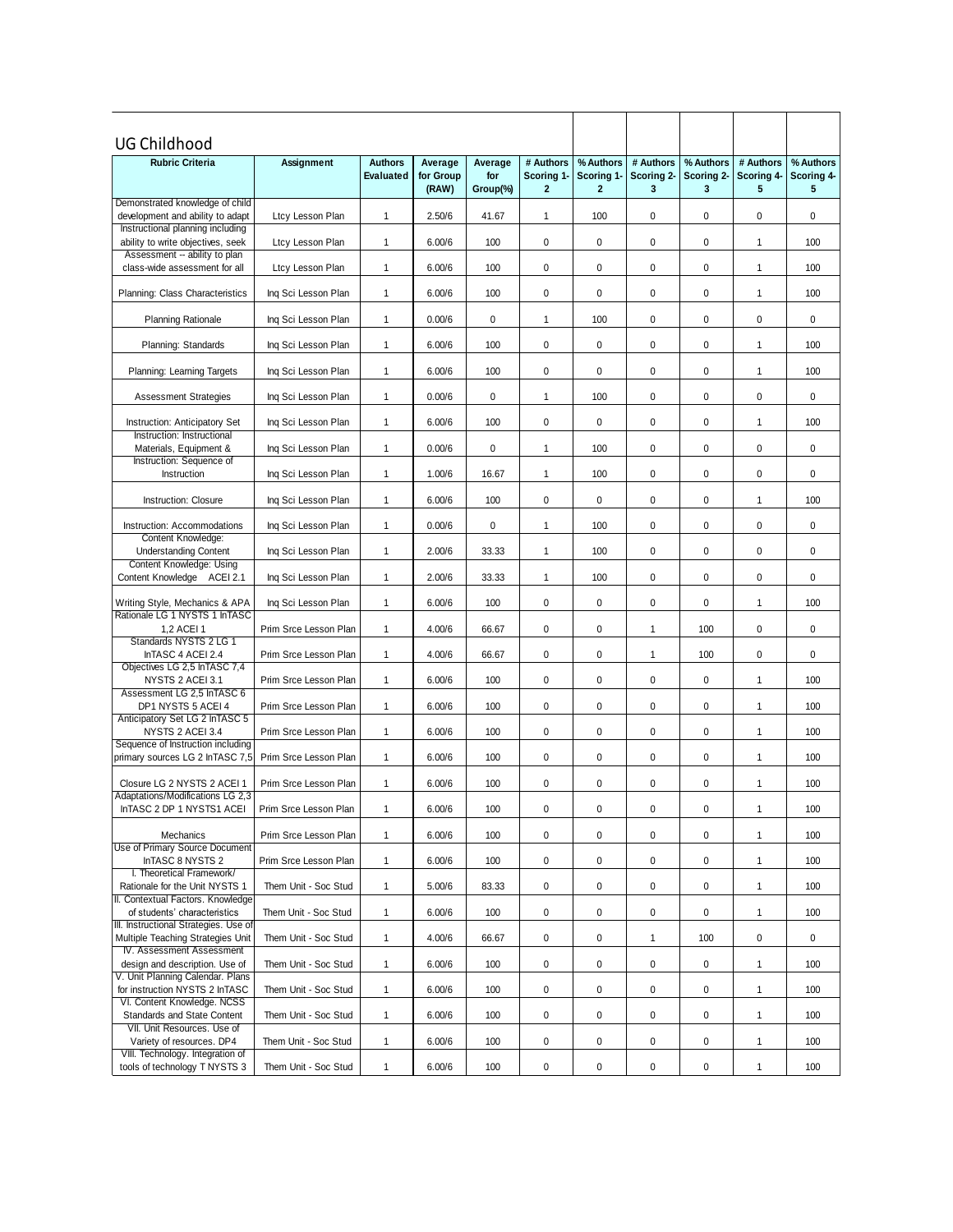## UG Childhood

| Rubric Criteria | Assignment | Authors Evaluated | Average for Group (RAW) | Average for Group(%) | # Authors Scoring 1-2 | % Authors Scoring 1-2 | # Authors Scoring 2-3 | % Authors Scoring 2-3 | # Authors Scoring 4-5 | % Authors Scoring 4-5 |
|---|---|---|---|---|---|---|---|---|---|---|
| Demonstrated knowledge of child development and ability to adapt | Ltcy Lesson Plan | 1 | 2.50/6 | 41.67 | 1 | 100 | 0 | 0 | 0 | 0 |
| Instructional planning including ability to write objectives, seek | Ltcy Lesson Plan | 1 | 6.00/6 | 100 | 0 | 0 | 0 | 0 | 1 | 100 |
| Assessment -- ability to plan class-wide assessment for all | Ltcy Lesson Plan | 1 | 6.00/6 | 100 | 0 | 0 | 0 | 0 | 1 | 100 |
| Planning: Class Characteristics | Inq Sci Lesson Plan | 1 | 6.00/6 | 100 | 0 | 0 | 0 | 0 | 1 | 100 |
| Planning Rationale | Inq Sci Lesson Plan | 1 | 0.00/6 | 0 | 1 | 100 | 0 | 0 | 0 | 0 |
| Planning: Standards | Inq Sci Lesson Plan | 1 | 6.00/6 | 100 | 0 | 0 | 0 | 0 | 1 | 100 |
| Planning: Learning Targets | Inq Sci Lesson Plan | 1 | 6.00/6 | 100 | 0 | 0 | 0 | 0 | 1 | 100 |
| Assessment Strategies | Inq Sci Lesson Plan | 1 | 0.00/6 | 0 | 1 | 100 | 0 | 0 | 0 | 0 |
| Instruction: Anticipatory Set | Inq Sci Lesson Plan | 1 | 6.00/6 | 100 | 0 | 0 | 0 | 0 | 1 | 100 |
| Instruction: Instructional Materials, Equipment & | Inq Sci Lesson Plan | 1 | 0.00/6 | 0 | 1 | 100 | 0 | 0 | 0 | 0 |
| Instruction: Sequence of Instruction | Inq Sci Lesson Plan | 1 | 1.00/6 | 16.67 | 1 | 100 | 0 | 0 | 0 | 0 |
| Instruction: Closure | Inq Sci Lesson Plan | 1 | 6.00/6 | 100 | 0 | 0 | 0 | 0 | 1 | 100 |
| Instruction: Accommodations | Inq Sci Lesson Plan | 1 | 0.00/6 | 0 | 1 | 100 | 0 | 0 | 0 | 0 |
| Content Knowledge: Understanding Content | Inq Sci Lesson Plan | 1 | 2.00/6 | 33.33 | 1 | 100 | 0 | 0 | 0 | 0 |
| Content Knowledge: Using Content Knowledge ACEI 2.1 | Inq Sci Lesson Plan | 1 | 2.00/6 | 33.33 | 1 | 100 | 0 | 0 | 0 | 0 |
| Writing Style, Mechanics & APA | Inq Sci Lesson Plan | 1 | 6.00/6 | 100 | 0 | 0 | 0 | 0 | 1 | 100 |
| Rationale LG 1 NYSTS 1 InTASC 1,2 ACEI 1 | Prim Srce Lesson Plan | 1 | 4.00/6 | 66.67 | 0 | 0 | 1 | 100 | 0 | 0 |
| Standards NYSTS 2 LG 1 InTASC 4 ACEI 2.4 | Prim Srce Lesson Plan | 1 | 4.00/6 | 66.67 | 0 | 0 | 1 | 100 | 0 | 0 |
| Objectives LG 2,5 InTASC 7,4 NYSTS 2 ACEI 3.1 | Prim Srce Lesson Plan | 1 | 6.00/6 | 100 | 0 | 0 | 0 | 0 | 1 | 100 |
| Assessment LG 2,5 InTASC 6 DP1 NYSTS 5 ACEI 4 | Prim Srce Lesson Plan | 1 | 6.00/6 | 100 | 0 | 0 | 0 | 0 | 1 | 100 |
| Anticipatory Set LG 2 InTASC 5 NYSTS 2 ACEI 3.4 | Prim Srce Lesson Plan | 1 | 6.00/6 | 100 | 0 | 0 | 0 | 0 | 1 | 100 |
| Sequence of Instruction including primary sources LG 2 InTASC 7,5 | Prim Srce Lesson Plan | 1 | 6.00/6 | 100 | 0 | 0 | 0 | 0 | 1 | 100 |
| Closure LG 2 NYSTS 2 ACEI 1 | Prim Srce Lesson Plan | 1 | 6.00/6 | 100 | 0 | 0 | 0 | 0 | 1 | 100 |
| Adaptations/Modifications LG 2,3 InTASC 2 DP 1 NYSTS1 ACEI | Prim Srce Lesson Plan | 1 | 6.00/6 | 100 | 0 | 0 | 0 | 0 | 1 | 100 |
| Mechanics | Prim Srce Lesson Plan | 1 | 6.00/6 | 100 | 0 | 0 | 0 | 0 | 1 | 100 |
| Use of Primary Source Document InTASC 8 NYSTS 2 | Prim Srce Lesson Plan | 1 | 6.00/6 | 100 | 0 | 0 | 0 | 0 | 1 | 100 |
| I. Theoretical Framework/ Rationale for the Unit NYSTS 1 | Them Unit - Soc Stud | 1 | 5.00/6 | 83.33 | 0 | 0 | 0 | 0 | 1 | 100 |
| II. Contextual Factors. Knowledge of students' characteristics | Them Unit - Soc Stud | 1 | 6.00/6 | 100 | 0 | 0 | 0 | 0 | 1 | 100 |
| III. Instructional Strategies. Use of Multiple Teaching Strategies Unit | Them Unit - Soc Stud | 1 | 4.00/6 | 66.67 | 0 | 0 | 1 | 100 | 0 | 0 |
| IV. Assessment Assessment design and description. Use of | Them Unit - Soc Stud | 1 | 6.00/6 | 100 | 0 | 0 | 0 | 0 | 1 | 100 |
| V. Unit Planning Calendar. Plans for instruction NYSTS 2 InTASC | Them Unit - Soc Stud | 1 | 6.00/6 | 100 | 0 | 0 | 0 | 0 | 1 | 100 |
| VI. Content Knowledge. NCSS Standards and State Content | Them Unit - Soc Stud | 1 | 6.00/6 | 100 | 0 | 0 | 0 | 0 | 1 | 100 |
| VII. Unit Resources. Use of Variety of resources. DP4 | Them Unit - Soc Stud | 1 | 6.00/6 | 100 | 0 | 0 | 0 | 0 | 1 | 100 |
| VIII. Technology. Integration of tools of technology T NYSTS 3 | Them Unit - Soc Stud | 1 | 6.00/6 | 100 | 0 | 0 | 0 | 0 | 1 | 100 |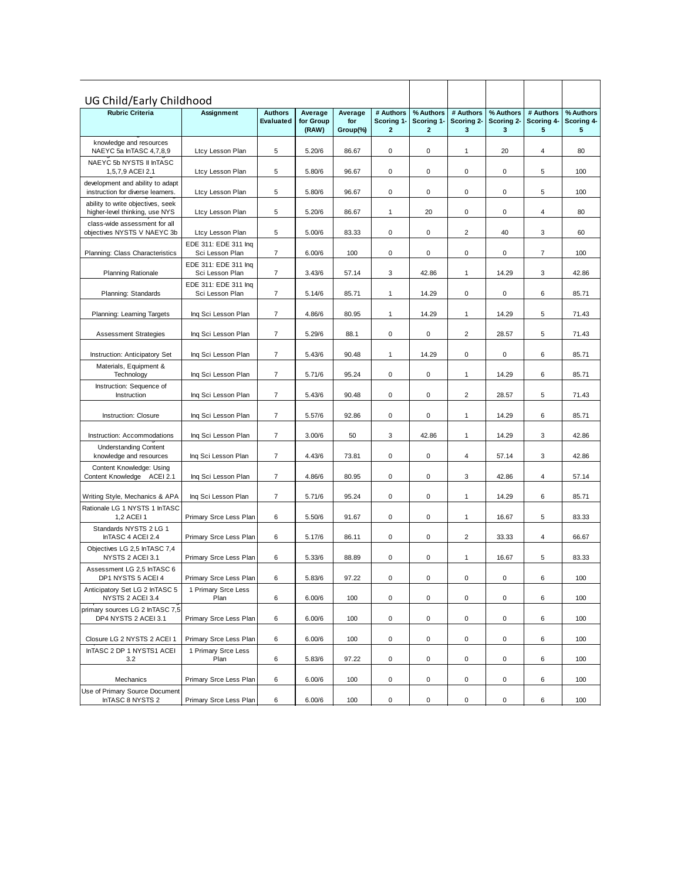## UG Child/Early Childhood

| Rubric Criteria | Assignment | Authors Evaluated | Average for Group (RAW) | Average for Group(%) | # Authors Scoring 1-2 | % Authors Scoring 1-2 | # Authors Scoring 2-3 | % Authors Scoring 2-3 | # Authors Scoring 4-5 | % Authors Scoring 4-5 |
|---|---|---|---|---|---|---|---|---|---|---|
| knowledge and resources NAEYC 5a InTASC 4,7,8,9 | Ltcy Lesson Plan | 5 | 5.20/6 | 86.67 | 0 | 0 | 1 | 20 | 4 | 80 |
| NAEYC 5b NYSTS II InTASC 1,5,7,9 ACEI 2.1 | Ltcy Lesson Plan | 5 | 5.80/6 | 96.67 | 0 | 0 | 0 | 0 | 5 | 100 |
| development and ability to adapt instruction for diverse learners. | Ltcy Lesson Plan | 5 | 5.80/6 | 96.67 | 0 | 0 | 0 | 0 | 5 | 100 |
| ability to write objectives, seek higher-level thinking, use NYS | Ltcy Lesson Plan | 5 | 5.20/6 | 86.67 | 1 | 20 | 0 | 0 | 4 | 80 |
| class-wide assessment for all objectives NYSTS V NAEYC 3b | Ltcy Lesson Plan | 5 | 5.00/6 | 83.33 | 0 | 0 | 2 | 40 | 3 | 60 |
| Planning: Class Characteristics | EDE 311: EDE 311 Inq Sci Lesson Plan | 7 | 6.00/6 | 100 | 0 | 0 | 0 | 0 | 7 | 100 |
| Planning Rationale | EDE 311: EDE 311 Inq Sci Lesson Plan | 7 | 3.43/6 | 57.14 | 3 | 42.86 | 1 | 14.29 | 3 | 42.86 |
| Planning: Standards | EDE 311: EDE 311 Inq Sci Lesson Plan | 7 | 5.14/6 | 85.71 | 1 | 14.29 | 0 | 0 | 6 | 85.71 |
| Planning: Learning Targets | Inq Sci Lesson Plan | 7 | 4.86/6 | 80.95 | 1 | 14.29 | 1 | 14.29 | 5 | 71.43 |
| Assessment Strategies | Inq Sci Lesson Plan | 7 | 5.29/6 | 88.1 | 0 | 0 | 2 | 28.57 | 5 | 71.43 |
| Instruction: Anticipatory Set | Inq Sci Lesson Plan | 7 | 5.43/6 | 90.48 | 1 | 14.29 | 0 | 0 | 6 | 85.71 |
| Materials, Equipment & Technology | Inq Sci Lesson Plan | 7 | 5.71/6 | 95.24 | 0 | 0 | 1 | 14.29 | 6 | 85.71 |
| Instruction: Sequence of Instruction | Inq Sci Lesson Plan | 7 | 5.43/6 | 90.48 | 0 | 0 | 2 | 28.57 | 5 | 71.43 |
| Instruction: Closure | Inq Sci Lesson Plan | 7 | 5.57/6 | 92.86 | 0 | 0 | 1 | 14.29 | 6 | 85.71 |
| Instruction: Accommodations | Inq Sci Lesson Plan | 7 | 3.00/6 | 50 | 3 | 42.86 | 1 | 14.29 | 3 | 42.86 |
| Understanding Content knowledge and resources | Inq Sci Lesson Plan | 7 | 4.43/6 | 73.81 | 0 | 0 | 4 | 57.14 | 3 | 42.86 |
| Content Knowledge: Using Content Knowledge ACEI 2.1 | Inq Sci Lesson Plan | 7 | 4.86/6 | 80.95 | 0 | 0 | 3 | 42.86 | 4 | 57.14 |
| Writing Style, Mechanics & APA | Inq Sci Lesson Plan | 7 | 5.71/6 | 95.24 | 0 | 0 | 1 | 14.29 | 6 | 85.71 |
| Rationale LG 1 NYSTS 1 InTASC 1,2 ACEI 1 | Primary Srce Less Plan | 6 | 5.50/6 | 91.67 | 0 | 0 | 1 | 16.67 | 5 | 83.33 |
| Standards NYSTS 2 LG 1 InTASC 4 ACEI 2.4 | Primary Srce Less Plan | 6 | 5.17/6 | 86.11 | 0 | 0 | 2 | 33.33 | 4 | 66.67 |
| Objectives LG 2,5 InTASC 7,4 NYSTS 2 ACEI 3.1 | Primary Srce Less Plan | 6 | 5.33/6 | 88.89 | 0 | 0 | 1 | 16.67 | 5 | 83.33 |
| Assessment LG 2,5 InTASC 6 DP1 NYSTS 5 ACEI 4 | Primary Srce Less Plan | 6 | 5.83/6 | 97.22 | 0 | 0 | 0 | 0 | 6 | 100 |
| Anticipatory Set LG 2 InTASC 5 NYSTS 2 ACEI 3.4 | 1 Primary Srce Less Plan | 6 | 6.00/6 | 100 | 0 | 0 | 0 | 0 | 6 | 100 |
| primary sources LG 2 InTASC 7,5 DP4 NYSTS 2 ACEI 3.1 | Primary Srce Less Plan | 6 | 6.00/6 | 100 | 0 | 0 | 0 | 0 | 6 | 100 |
| Closure LG 2 NYSTS 2 ACEI 1 | Primary Srce Less Plan | 6 | 6.00/6 | 100 | 0 | 0 | 0 | 0 | 6 | 100 |
| InTASC 2 DP 1 NYSTS1 ACEI 3.2 | 1 Primary Srce Less Plan | 6 | 5.83/6 | 97.22 | 0 | 0 | 0 | 0 | 6 | 100 |
| Mechanics | Primary Srce Less Plan | 6 | 6.00/6 | 100 | 0 | 0 | 0 | 0 | 6 | 100 |
| Use of Primary Source Document InTASC 8 NYSTS 2 | Primary Srce Less Plan | 6 | 6.00/6 | 100 | 0 | 0 | 0 | 0 | 6 | 100 |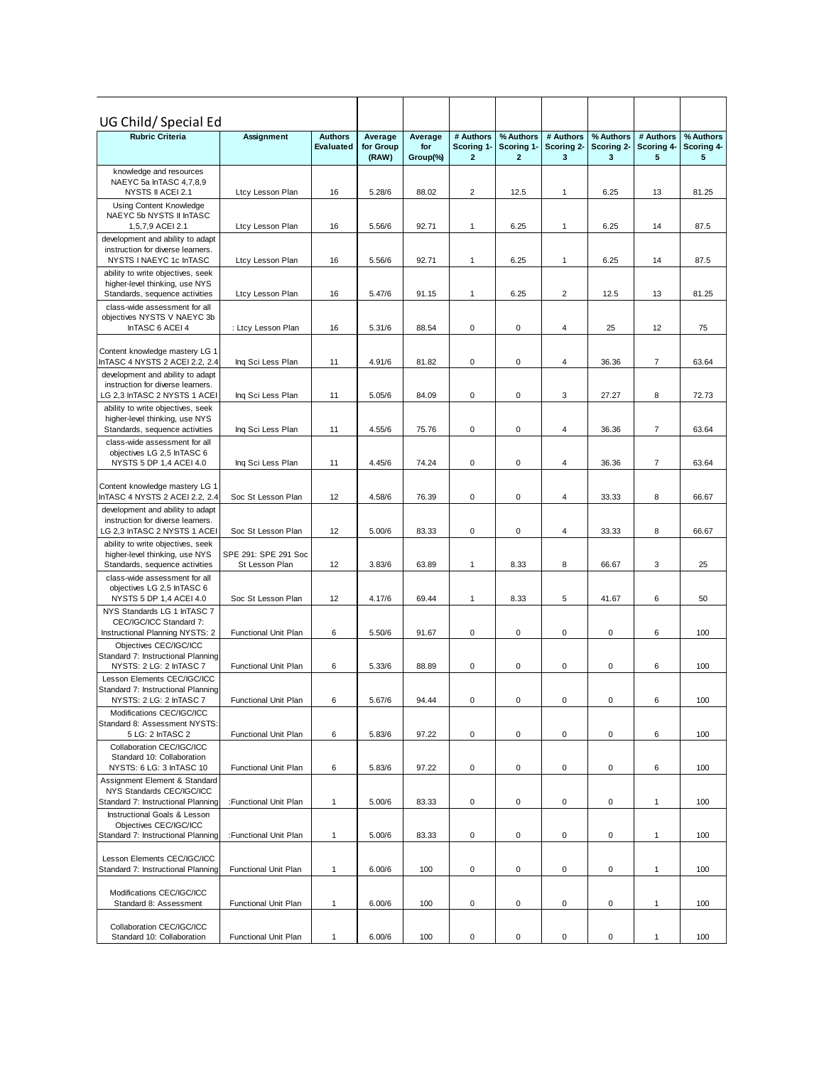## UG Child/ Special Ed

| Rubric Criteria | Assignment | Authors Evaluated | Average for Group (RAW) | Average for Group(%) | # Authors Scoring 1-2 | % Authors Scoring 1-2 | # Authors Scoring 2-3 | % Authors Scoring 2-3 | # Authors Scoring 4-5 | % Authors Scoring 4-5 |
|---|---|---|---|---|---|---|---|---|---|---|
| knowledge and resources NAEYC 5a InTASC 4,7,8,9 NYSTS II ACEI 2.1 | Ltcy Lesson Plan | 16 | 5.28/6 | 88.02 | 2 | 12.5 | 1 | 6.25 | 13 | 81.25 |
| Using Content Knowledge NAEYC 5b NYSTS II InTASC 1,5,7,9 ACEI 2.1 | Ltcy Lesson Plan | 16 | 5.56/6 | 92.71 | 1 | 6.25 | 1 | 6.25 | 14 | 87.5 |
| development and ability to adapt instruction for diverse learners. NYSTS I NAEYC 1c InTASC | Ltcy Lesson Plan | 16 | 5.56/6 | 92.71 | 1 | 6.25 | 1 | 6.25 | 14 | 87.5 |
| ability to write objectives, seek higher-level thinking, use NYS Standards, sequence activities | Ltcy Lesson Plan | 16 | 5.47/6 | 91.15 | 1 | 6.25 | 2 | 12.5 | 13 | 81.25 |
| class-wide assessment for all objectives NYSTS V NAEYC 3b InTASC 6 ACEI 4 | : Ltcy Lesson Plan | 16 | 5.31/6 | 88.54 | 0 | 0 | 4 | 25 | 12 | 75 |
| Content knowledge mastery LG 1 InTASC 4 NYSTS 2 ACEI 2.2, 2.4 | Inq Sci Less Plan | 11 | 4.91/6 | 81.82 | 0 | 0 | 4 | 36.36 | 7 | 63.64 |
| development and ability to adapt instruction for diverse learners. LG 2,3 InTASC 2 NYSTS 1 ACEI | Inq Sci Less Plan | 11 | 5.05/6 | 84.09 | 0 | 0 | 3 | 27.27 | 8 | 72.73 |
| ability to write objectives, seek higher-level thinking, use NYS Standards, sequence activities | Inq Sci Less Plan | 11 | 4.55/6 | 75.76 | 0 | 0 | 4 | 36.36 | 7 | 63.64 |
| class-wide assessment for all objectives LG 2,5 InTASC 6 NYSTS 5 DP 1,4 ACEI 4.0 | Inq Sci Less Plan | 11 | 4.45/6 | 74.24 | 0 | 0 | 4 | 36.36 | 7 | 63.64 |
| Content knowledge mastery LG 1 InTASC 4 NYSTS 2 ACEI 2.2, 2.4 | Soc St Lesson Plan | 12 | 4.58/6 | 76.39 | 0 | 0 | 4 | 33.33 | 8 | 66.67 |
| development and ability to adapt instruction for diverse learners. LG 2,3 InTASC 2 NYSTS 1 ACEI | Soc St Lesson Plan | 12 | 5.00/6 | 83.33 | 0 | 0 | 4 | 33.33 | 8 | 66.67 |
| ability to write objectives, seek higher-level thinking, use NYS Standards, sequence activities | SPE 291: SPE 291 Soc St Lesson Plan | 12 | 3.83/6 | 63.89 | 1 | 8.33 | 8 | 66.67 | 3 | 25 |
| class-wide assessment for all objectives LG 2,5 InTASC 6 NYSTS 5 DP 1,4 ACEI 4.0 | Soc St Lesson Plan | 12 | 4.17/6 | 69.44 | 1 | 8.33 | 5 | 41.67 | 6 | 50 |
| NYS Standards LG 1 InTASC 7 CEC/IGC/ICC Standard 7: Instructional Planning NYSTS: 2 | Functional Unit Plan | 6 | 5.50/6 | 91.67 | 0 | 0 | 0 | 0 | 6 | 100 |
| Objectives CEC/IGC/ICC Standard 7: Instructional Planning NYSTS: 2 LG: 2 InTASC 7 | Functional Unit Plan | 6 | 5.33/6 | 88.89 | 0 | 0 | 0 | 0 | 6 | 100 |
| Lesson Elements CEC/IGC/ICC Standard 7: Instructional Planning NYSTS: 2 LG: 2 InTASC 7 | Functional Unit Plan | 6 | 5.67/6 | 94.44 | 0 | 0 | 0 | 0 | 6 | 100 |
| Modifications CEC/IGC/ICC Standard 8: Assessment NYSTS: 5 LG: 2 InTASC 2 | Functional Unit Plan | 6 | 5.83/6 | 97.22 | 0 | 0 | 0 | 0 | 6 | 100 |
| Collaboration CEC/IGC/ICC Standard 10: Collaboration NYSTS: 6 LG: 3 InTASC 10 | Functional Unit Plan | 6 | 5.83/6 | 97.22 | 0 | 0 | 0 | 0 | 6 | 100 |
| Assignment Element & Standard NYS Standards CEC/IGC/ICC Standard 7: Instructional Planning | :Functional Unit Plan | 1 | 5.00/6 | 83.33 | 0 | 0 | 0 | 0 | 1 | 100 |
| Instructional Goals & Lesson Objectives CEC/IGC/ICC Standard 7: Instructional Planning | :Functional Unit Plan | 1 | 5.00/6 | 83.33 | 0 | 0 | 0 | 0 | 1 | 100 |
| Lesson Elements CEC/IGC/ICC Standard 7: Instructional Planning | Functional Unit Plan | 1 | 6.00/6 | 100 | 0 | 0 | 0 | 0 | 1 | 100 |
| Modifications CEC/IGC/ICC Standard 8: Assessment | Functional Unit Plan | 1 | 6.00/6 | 100 | 0 | 0 | 0 | 0 | 1 | 100 |
| Collaboration CEC/IGC/ICC Standard 10: Collaboration | Functional Unit Plan | 1 | 6.00/6 | 100 | 0 | 0 | 0 | 0 | 1 | 100 |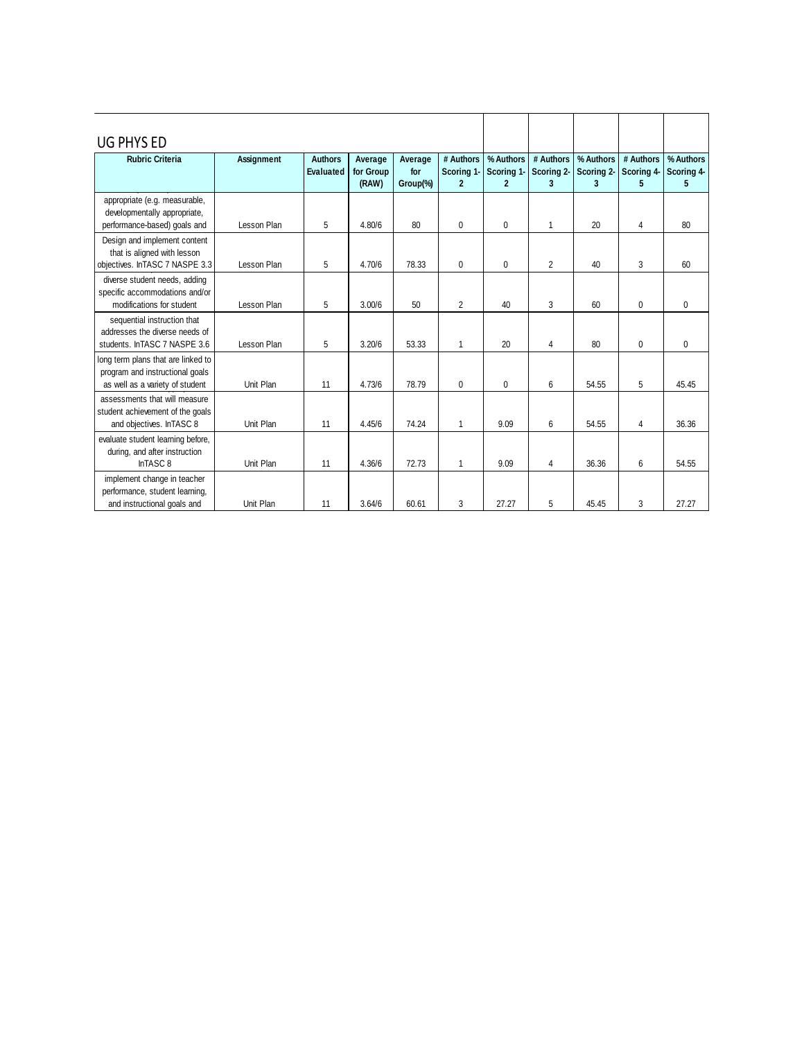## UG PHYS ED

| Rubric Criteria | Assignment | Authors Evaluated | Average for Group (RAW) | Average for Group(%) | # Authors Scoring 1-2 | % Authors Scoring 1-2 | # Authors Scoring 2-3 | % Authors Scoring 2-3 | # Authors Scoring 4-5 | % Authors Scoring 4-5 |
|---|---|---|---|---|---|---|---|---|---|---|
| appropriate (e.g. measurable, developmentally appropriate, performance-based) goals and | Lesson Plan | 5 | 4.80/6 | 80 | 0 | 0 | 1 | 20 | 4 | 80 |
| Design and implement content that is aligned with lesson objectives. InTASC 7 NASPE 3.3 | Lesson Plan | 5 | 4.70/6 | 78.33 | 0 | 0 | 2 | 40 | 3 | 60 |
| diverse student needs, adding specific accommodations and/or modifications for student | Lesson Plan | 5 | 3.00/6 | 50 | 2 | 40 | 3 | 60 | 0 | 0 |
| sequential instruction that addresses the diverse needs of students. InTASC 7 NASPE 3.6 | Lesson Plan | 5 | 3.20/6 | 53.33 | 1 | 20 | 4 | 80 | 0 | 0 |
| long term plans that are linked to program and instructional goals as well as a variety of student | Unit Plan | 11 | 4.73/6 | 78.79 | 0 | 0 | 6 | 54.55 | 5 | 45.45 |
| assessments that will measure student achievement of the goals and objectives. InTASC 8 | Unit Plan | 11 | 4.45/6 | 74.24 | 1 | 9.09 | 6 | 54.55 | 4 | 36.36 |
| evaluate student learning before, during, and after instruction InTASC 8 | Unit Plan | 11 | 4.36/6 | 72.73 | 1 | 9.09 | 4 | 36.36 | 6 | 54.55 |
| implement change in teacher performance, student learning, and instructional goals and | Unit Plan | 11 | 3.64/6 | 60.61 | 3 | 27.27 | 5 | 45.45 | 3 | 27.27 |